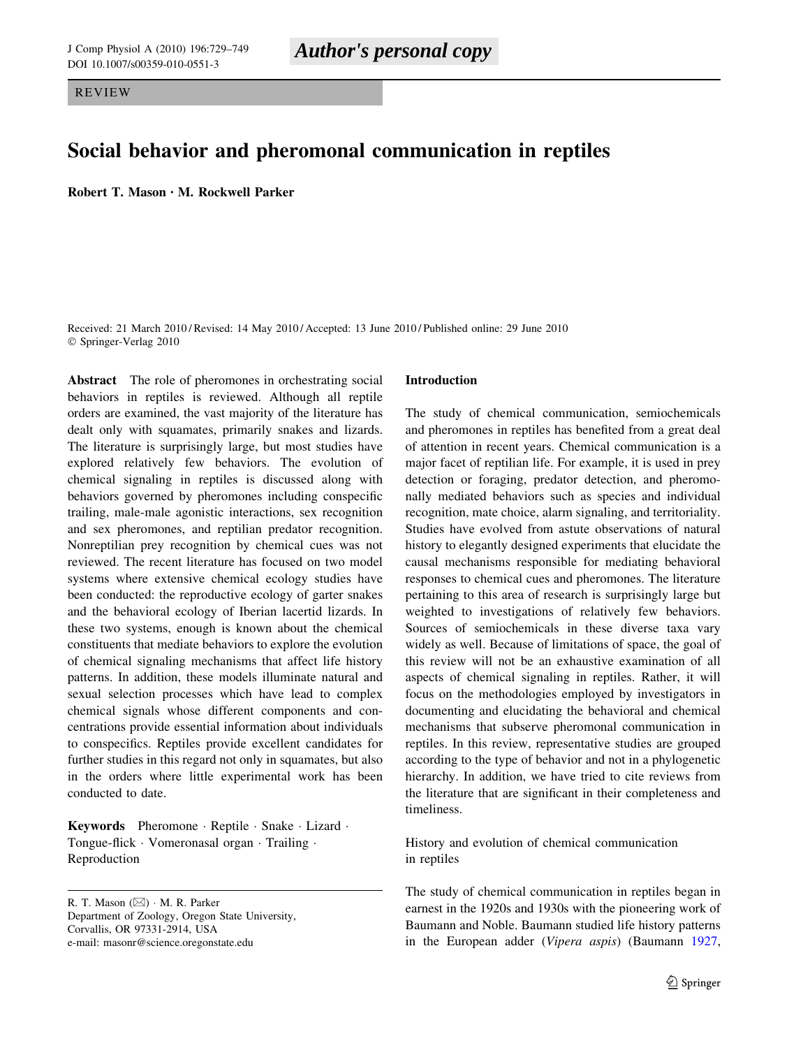Author's personal copy

REVIEW

# Social behavior and pheromonal communication in reptiles

**Robert T. Mason · M. Rockwell Parker**

Received: 21 March 2010 / Revised: 14 May 2010 / Accepted: 13 June 2010 / Published online: 29 June 2010
© Springer-Verlag 2010

**Abstract** The role of pheromones in orchestrating social behaviors in reptiles is reviewed. Although all reptile orders are examined, the vast majority of the literature has dealt only with squamates, primarily snakes and lizards. The literature is surprisingly large, but most studies have explored relatively few behaviors. The evolution of chemical signaling in reptiles is discussed along with behaviors governed by pheromones including conspecific trailing, male-male agonistic interactions, sex recognition and sex pheromones, and reptilian predator recognition. Nonreptilian prey recognition by chemical cues was not reviewed. The recent literature has focused on two model systems where extensive chemical ecology studies have been conducted: the reproductive ecology of garter snakes and the behavioral ecology of Iberian lacertid lizards. In these two systems, enough is known about the chemical constituents that mediate behaviors to explore the evolution of chemical signaling mechanisms that affect life history patterns. In addition, these models illuminate natural and sexual selection processes which have lead to complex chemical signals whose different components and concentrations provide essential information about individuals to conspecifics. Reptiles provide excellent candidates for further studies in this regard not only in squamates, but also in the orders where little experimental work has been conducted to date.

**Keywords** Pheromone · Reptile · Snake · Lizard · Tongue-flick · Vomeronasal organ · Trailing · Reproduction

R. T. Mason (✉) · M. R. Parker
Department of Zoology, Oregon State University,
Corvallis, OR 97331-2914, USA
e-mail: masonr@science.oregonstate.edu

## Introduction

The study of chemical communication, semiochemicals and pheromones in reptiles has benefited from a great deal of attention in recent years. Chemical communication is a major facet of reptilian life. For example, it is used in prey detection or foraging, predator detection, and pheromonally mediated behaviors such as species and individual recognition, mate choice, alarm signaling, and territoriality. Studies have evolved from astute observations of natural history to elegantly designed experiments that elucidate the causal mechanisms responsible for mediating behavioral responses to chemical cues and pheromones. The literature pertaining to this area of research is surprisingly large but weighted to investigations of relatively few behaviors. Sources of semiochemicals in these diverse taxa vary widely as well. Because of limitations of space, the goal of this review will not be an exhaustive examination of all aspects of chemical signaling in reptiles. Rather, it will focus on the methodologies employed by investigators in documenting and elucidating the behavioral and chemical mechanisms that subserve pheromonal communication in reptiles. In this review, representative studies are grouped according to the type of behavior and not in a phylogenetic hierarchy. In addition, we have tried to cite reviews from the literature that are significant in their completeness and timeliness.

### History and evolution of chemical communication in reptiles

The study of chemical communication in reptiles began in earnest in the 1920s and 1930s with the pioneering work of Baumann and Noble. Baumann studied life history patterns in the European adder (*Vipera aspis*) (Baumann 1927,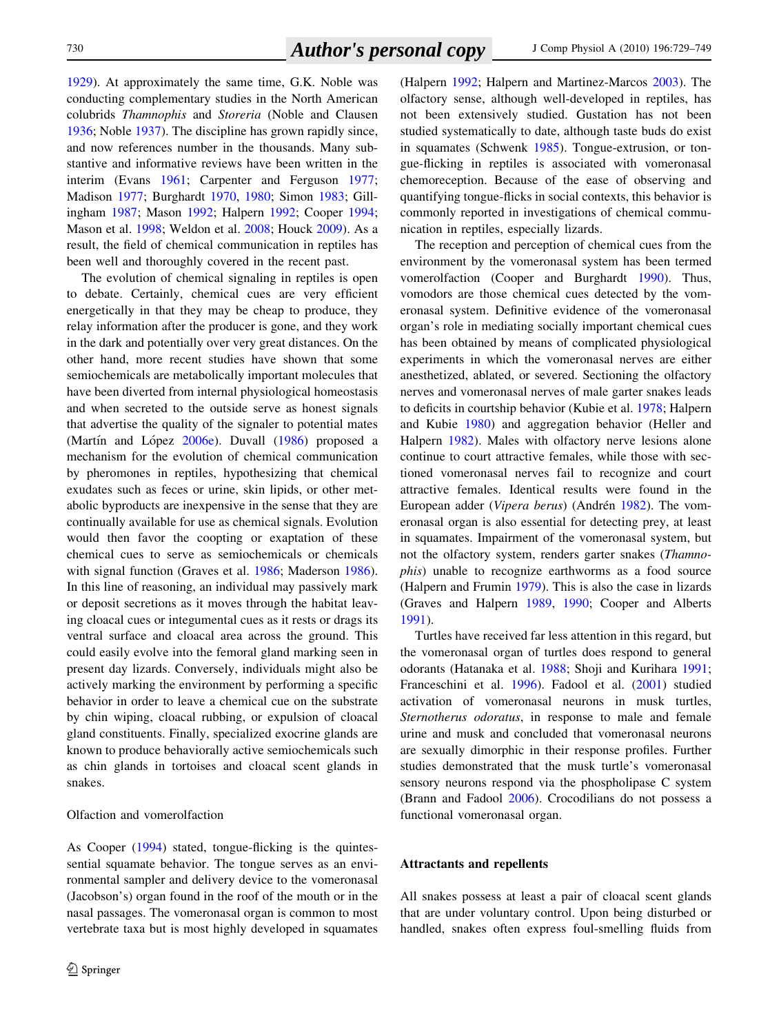1929). At approximately the same time, G.K. Noble was conducting complementary studies in the North American colubrids *Thamnophis* and *Storeria* (Noble and Clausen 1936; Noble 1937). The discipline has grown rapidly since, and now references number in the thousands. Many substantive and informative reviews have been written in the interim (Evans 1961; Carpenter and Ferguson 1977; Madison 1977; Burghardt 1970, 1980; Simon 1983; Gillingham 1987; Mason 1992; Halpern 1992; Cooper 1994; Mason et al. 1998; Weldon et al. 2008; Houck 2009). As a result, the field of chemical communication in reptiles has been well and thoroughly covered in the recent past.

The evolution of chemical signaling in reptiles is open to debate. Certainly, chemical cues are very efficient energetically in that they may be cheap to produce, they relay information after the producer is gone, and they work in the dark and potentially over very great distances. On the other hand, more recent studies have shown that some semiochemicals are metabolically important molecules that have been diverted from internal physiological homeostasis and when secreted to the outside serve as honest signals that advertise the quality of the signaler to potential mates (Martín and López 2006e). Duvall (1986) proposed a mechanism for the evolution of chemical communication by pheromones in reptiles, hypothesizing that chemical exudates such as feces or urine, skin lipids, or other metabolic byproducts are inexpensive in the sense that they are continually available for use as chemical signals. Evolution would then favor the coopting or exaptation of these chemical cues to serve as semiochemicals or chemicals with signal function (Graves et al. 1986; Maderson 1986). In this line of reasoning, an individual may passively mark or deposit secretions as it moves through the habitat leaving cloacal cues or integumental cues as it rests or drags its ventral surface and cloacal area across the ground. This could easily evolve into the femoral gland marking seen in present day lizards. Conversely, individuals might also be actively marking the environment by performing a specific behavior in order to leave a chemical cue on the substrate by chin wiping, cloacal rubbing, or expulsion of cloacal gland constituents. Finally, specialized exocrine glands are known to produce behaviorally active semiochemicals such as chin glands in tortoises and cloacal scent glands in snakes.

### Olfaction and vomerolfaction

As Cooper (1994) stated, tongue-flicking is the quintessential squamate behavior. The tongue serves as an environmental sampler and delivery device to the vomeronasal (Jacobson's) organ found in the roof of the mouth or in the nasal passages. The vomeronasal organ is common to most vertebrate taxa but is most highly developed in squamates (Halpern 1992; Halpern and Martinez-Marcos 2003). The olfactory sense, although well-developed in reptiles, has not been extensively studied. Gustation has not been studied systematically to date, although taste buds do exist in squamates (Schwenk 1985). Tongue-extrusion, or tongue-flicking in reptiles is associated with vomeronasal chemoreception. Because of the ease of observing and quantifying tongue-flicks in social contexts, this behavior is commonly reported in investigations of chemical communication in reptiles, especially lizards.

The reception and perception of chemical cues from the environment by the vomeronasal system has been termed vomerolfaction (Cooper and Burghardt 1990). Thus, vomodors are those chemical cues detected by the vomeronasal system. Definitive evidence of the vomeronasal organ's role in mediating socially important chemical cues has been obtained by means of complicated physiological experiments in which the vomeronasal nerves are either anesthetized, ablated, or severed. Sectioning the olfactory nerves and vomeronasal nerves of male garter snakes leads to deficits in courtship behavior (Kubie et al. 1978; Halpern and Kubie 1980) and aggregation behavior (Heller and Halpern 1982). Males with olfactory nerve lesions alone continue to court attractive females, while those with sectioned vomeronasal nerves fail to recognize and court attractive females. Identical results were found in the European adder (*Vipera berus*) (Andrén 1982). The vomeronasal organ is also essential for detecting prey, at least in squamates. Impairment of the vomeronasal system, but not the olfactory system, renders garter snakes (*Thamnophis*) unable to recognize earthworms as a food source (Halpern and Frumin 1979). This is also the case in lizards (Graves and Halpern 1989, 1990; Cooper and Alberts 1991).

Turtles have received far less attention in this regard, but the vomeronasal organ of turtles does respond to general odorants (Hatanaka et al. 1988; Shoji and Kurihara 1991; Franceschini et al. 1996). Fadool et al. (2001) studied activation of vomeronasal neurons in musk turtles, *Sternotherus odoratus*, in response to male and female urine and musk and concluded that vomeronasal neurons are sexually dimorphic in their response profiles. Further studies demonstrated that the musk turtle's vomeronasal sensory neurons respond via the phospholipase C system (Brann and Fadool 2006). Crocodilians do not possess a functional vomeronasal organ.

## Attractants and repellents

All snakes possess at least a pair of cloacal scent glands that are under voluntary control. Upon being disturbed or handled, snakes often express foul-smelling fluids from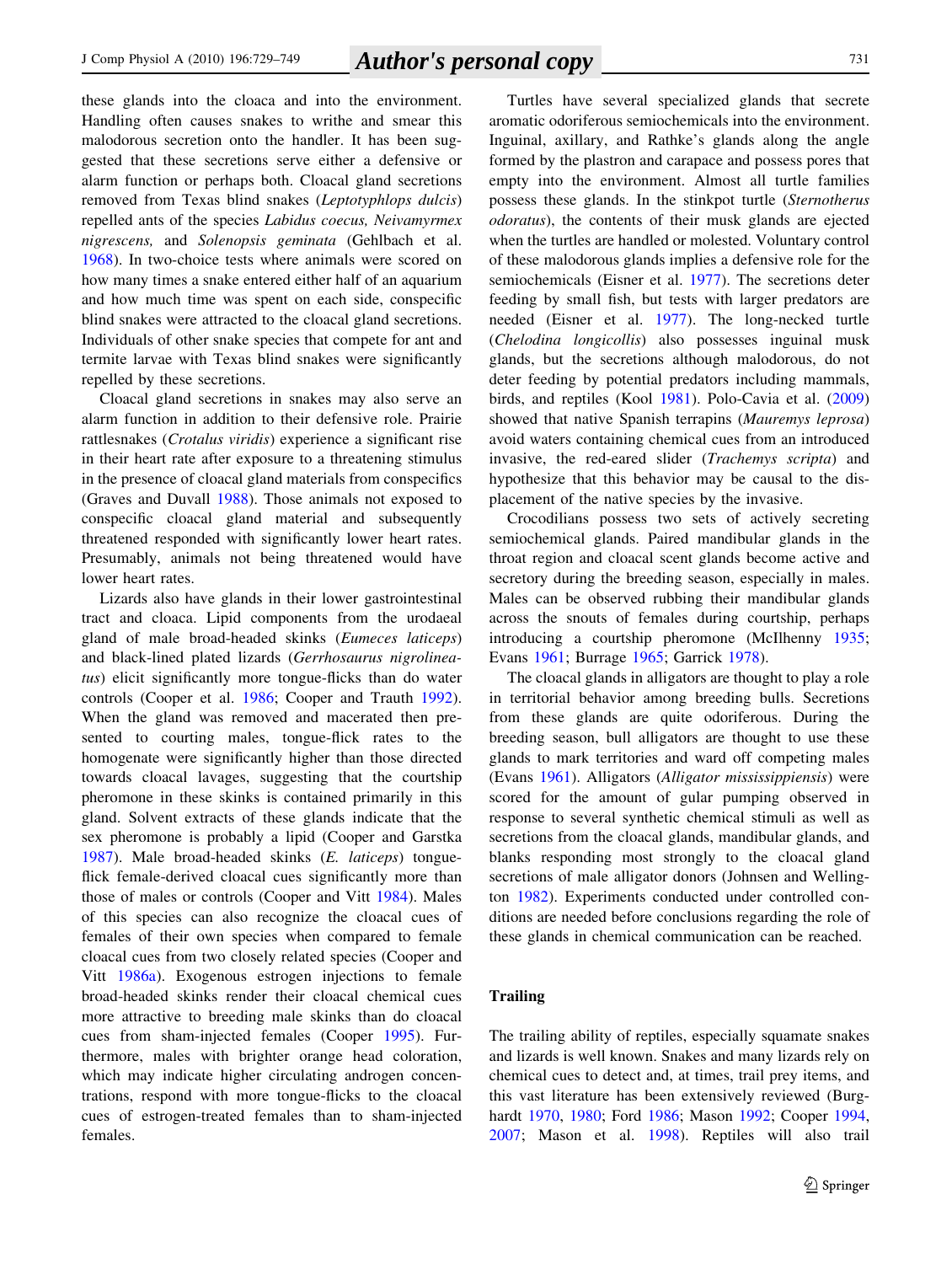these glands into the cloaca and into the environment. Handling often causes snakes to writhe and smear this malodorous secretion onto the handler. It has been suggested that these secretions serve either a defensive or alarm function or perhaps both. Cloacal gland secretions removed from Texas blind snakes (*Leptotyphlops dulcis*) repelled ants of the species *Labidus coecus, Neivamyrmex nigrescens,* and *Solenopsis geminata* (Gehlbach et al. 1968). In two-choice tests where animals were scored on how many times a snake entered either half of an aquarium and how much time was spent on each side, conspecific blind snakes were attracted to the cloacal gland secretions. Individuals of other snake species that compete for ant and termite larvae with Texas blind snakes were significantly repelled by these secretions.

Cloacal gland secretions in snakes may also serve an alarm function in addition to their defensive role. Prairie rattlesnakes (*Crotalus viridis*) experience a significant rise in their heart rate after exposure to a threatening stimulus in the presence of cloacal gland materials from conspecifics (Graves and Duvall 1988). Those animals not exposed to conspecific cloacal gland material and subsequently threatened responded with significantly lower heart rates. Presumably, animals not being threatened would have lower heart rates.

Lizards also have glands in their lower gastrointestinal tract and cloaca. Lipid components from the urodaeal gland of male broad-headed skinks (*Eumeces laticeps*) and black-lined plated lizards (*Gerrhosaurus nigrolineatus*) elicit significantly more tongue-flicks than do water controls (Cooper et al. 1986; Cooper and Trauth 1992). When the gland was removed and macerated then presented to courting males, tongue-flick rates to the homogenate were significantly higher than those directed towards cloacal lavages, suggesting that the courtship pheromone in these skinks is contained primarily in this gland. Solvent extracts of these glands indicate that the sex pheromone is probably a lipid (Cooper and Garstka 1987). Male broad-headed skinks (*E. laticeps*) tongue-flick female-derived cloacal cues significantly more than those of males or controls (Cooper and Vitt 1984). Males of this species can also recognize the cloacal cues of females of their own species when compared to female cloacal cues from two closely related species (Cooper and Vitt 1986a). Exogenous estrogen injections to female broad-headed skinks render their cloacal chemical cues more attractive to breeding male skinks than do cloacal cues from sham-injected females (Cooper 1995). Furthermore, males with brighter orange head coloration, which may indicate higher circulating androgen concentrations, respond with more tongue-flicks to the cloacal cues of estrogen-treated females than to sham-injected females.

Turtles have several specialized glands that secrete aromatic odoriferous semiochemicals into the environment. Inguinal, axillary, and Rathke's glands along the angle formed by the plastron and carapace and possess pores that empty into the environment. Almost all turtle families possess these glands. In the stinkpot turtle (*Sternotherus odoratus*), the contents of their musk glands are ejected when the turtles are handled or molested. Voluntary control of these malodorous glands implies a defensive role for the semiochemicals (Eisner et al. 1977). The secretions deter feeding by small fish, but tests with larger predators are needed (Eisner et al. 1977). The long-necked turtle (*Chelodina longicollis*) also possesses inguinal musk glands, but the secretions although malodorous, do not deter feeding by potential predators including mammals, birds, and reptiles (Kool 1981). Polo-Cavia et al. (2009) showed that native Spanish terrapins (*Mauremys leprosa*) avoid waters containing chemical cues from an introduced invasive, the red-eared slider (*Trachemys scripta*) and hypothesize that this behavior may be causal to the displacement of the native species by the invasive.

Crocodilians possess two sets of actively secreting semiochemical glands. Paired mandibular glands in the throat region and cloacal scent glands become active and secretory during the breeding season, especially in males. Males can be observed rubbing their mandibular glands across the snouts of females during courtship, perhaps introducing a courtship pheromone (McIlhenny 1935; Evans 1961; Burrage 1965; Garrick 1978).

The cloacal glands in alligators are thought to play a role in territorial behavior among breeding bulls. Secretions from these glands are quite odoriferous. During the breeding season, bull alligators are thought to use these glands to mark territories and ward off competing males (Evans 1961). Alligators (*Alligator mississippiensis*) were scored for the amount of gular pumping observed in response to several synthetic chemical stimuli as well as secretions from the cloacal glands, mandibular glands, and blanks responding most strongly to the cloacal gland secretions of male alligator donors (Johnsen and Wellington 1982). Experiments conducted under controlled conditions are needed before conclusions regarding the role of these glands in chemical communication can be reached.

## Trailing

The trailing ability of reptiles, especially squamate snakes and lizards is well known. Snakes and many lizards rely on chemical cues to detect and, at times, trail prey items, and this vast literature has been extensively reviewed (Burghardt 1970, 1980; Ford 1986; Mason 1992; Cooper 1994, 2007; Mason et al. 1998). Reptiles will also trail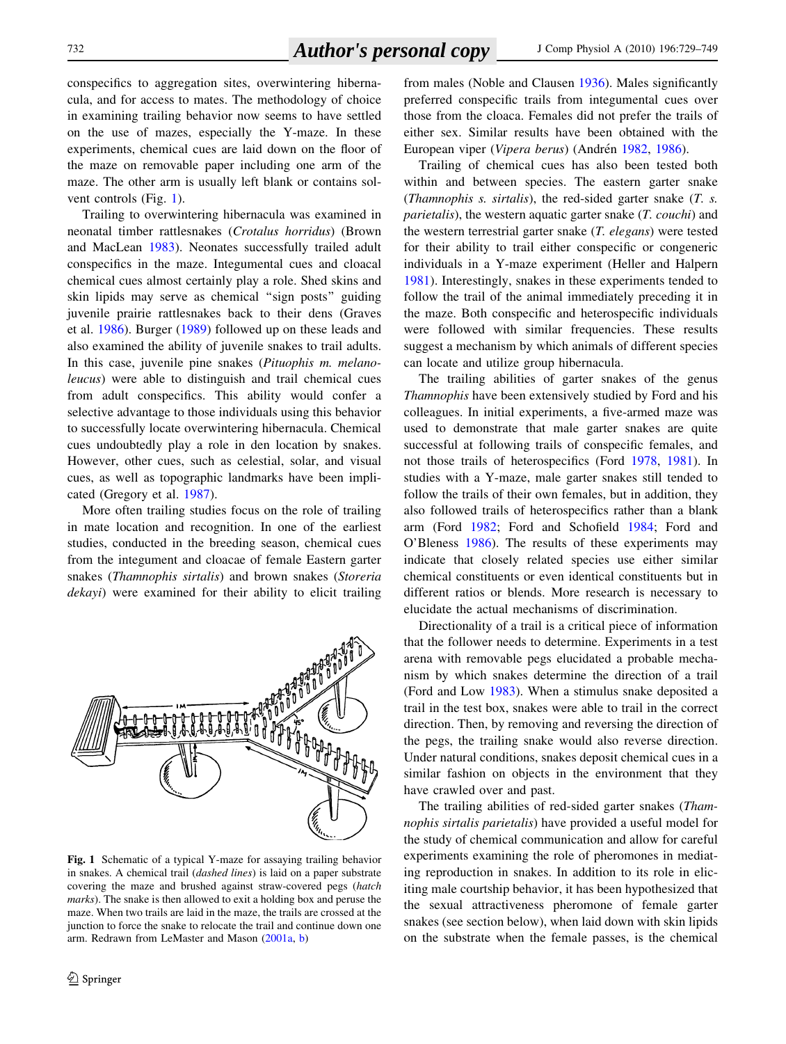conspecifics to aggregation sites, overwintering hibernacula, and for access to mates. The methodology of choice in examining trailing behavior now seems to have settled on the use of mazes, especially the Y-maze. In these experiments, chemical cues are laid down on the floor of the maze on removable paper including one arm of the maze. The other arm is usually left blank or contains solvent controls (Fig. 1).

Trailing to overwintering hibernacula was examined in neonatal timber rattlesnakes (*Crotalus horridus*) (Brown and MacLean 1983). Neonates successfully trailed adult conspecifics in the maze. Integumental cues and cloacal chemical cues almost certainly play a role. Shed skins and skin lipids may serve as chemical "sign posts" guiding juvenile prairie rattlesnakes back to their dens (Graves et al. 1986). Burger (1989) followed up on these leads and also examined the ability of juvenile snakes to trail adults. In this case, juvenile pine snakes (*Pituophis m. melanoleucus*) were able to distinguish and trail chemical cues from adult conspecifics. This ability would confer a selective advantage to those individuals using this behavior to successfully locate overwintering hibernacula. Chemical cues undoubtedly play a role in den location by snakes. However, other cues, such as celestial, solar, and visual cues, as well as topographic landmarks have been implicated (Gregory et al. 1987).

More often trailing studies focus on the role of trailing in mate location and recognition. In one of the earliest studies, conducted in the breeding season, chemical cues from the integument and cloacae of female Eastern garter snakes (*Thamnophis sirtalis*) and brown snakes (*Storeria dekayi*) were examined for their ability to elicit trailing

**Fig. 1** Schematic of a typical Y-maze for assaying trailing behavior in snakes. A chemical trail (*dashed lines*) is laid on a paper substrate covering the maze and brushed against straw-covered pegs (*hatch marks*). The snake is then allowed to exit a holding box and peruse the maze. When two trails are laid in the maze, the trails are crossed at the junction to force the snake to relocate the trail and continue down one arm. Redrawn from LeMaster and Mason (2001a, b)

from males (Noble and Clausen 1936). Males significantly preferred conspecific trails from integumental cues over those from the cloaca. Females did not prefer the trails of either sex. Similar results have been obtained with the European viper (*Vipera berus*) (Andrén 1982, 1986).

Trailing of chemical cues has also been tested both within and between species. The eastern garter snake (*Thamnophis s. sirtalis*), the red-sided garter snake (*T. s. parietalis*), the western aquatic garter snake (*T. couchi*) and the western terrestrial garter snake (*T. elegans*) were tested for their ability to trail either conspecific or congeneric individuals in a Y-maze experiment (Heller and Halpern 1981). Interestingly, snakes in these experiments tended to follow the trail of the animal immediately preceding it in the maze. Both conspecific and heterospecific individuals were followed with similar frequencies. These results suggest a mechanism by which animals of different species can locate and utilize group hibernacula.

The trailing abilities of garter snakes of the genus *Thamnophis* have been extensively studied by Ford and his colleagues. In initial experiments, a five-armed maze was used to demonstrate that male garter snakes are quite successful at following trails of conspecific females, and not those trails of heterospecifics (Ford 1978, 1981). In studies with a Y-maze, male garter snakes still tended to follow the trails of their own females, but in addition, they also followed trails of heterospecifics rather than a blank arm (Ford 1982; Ford and Schofield 1984; Ford and O'Bleness 1986). The results of these experiments may indicate that closely related species use either similar chemical constituents or even identical constituents but in different ratios or blends. More research is necessary to elucidate the actual mechanisms of discrimination.

Directionality of a trail is a critical piece of information that the follower needs to determine. Experiments in a test arena with removable pegs elucidated a probable mechanism by which snakes determine the direction of a trail (Ford and Low 1983). When a stimulus snake deposited a trail in the test box, snakes were able to trail in the correct direction. Then, by removing and reversing the direction of the pegs, the trailing snake would also reverse direction. Under natural conditions, snakes deposit chemical cues in a similar fashion on objects in the environment that they have crawled over and past.

The trailing abilities of red-sided garter snakes (*Thamnophis sirtalis parietalis*) have provided a useful model for the study of chemical communication and allow for careful experiments examining the role of pheromones in mediating reproduction in snakes. In addition to its role in eliciting male courtship behavior, it has been hypothesized that the sexual attractiveness pheromone of female garter snakes (see section below), when laid down with skin lipids on the substrate when the female passes, is the chemical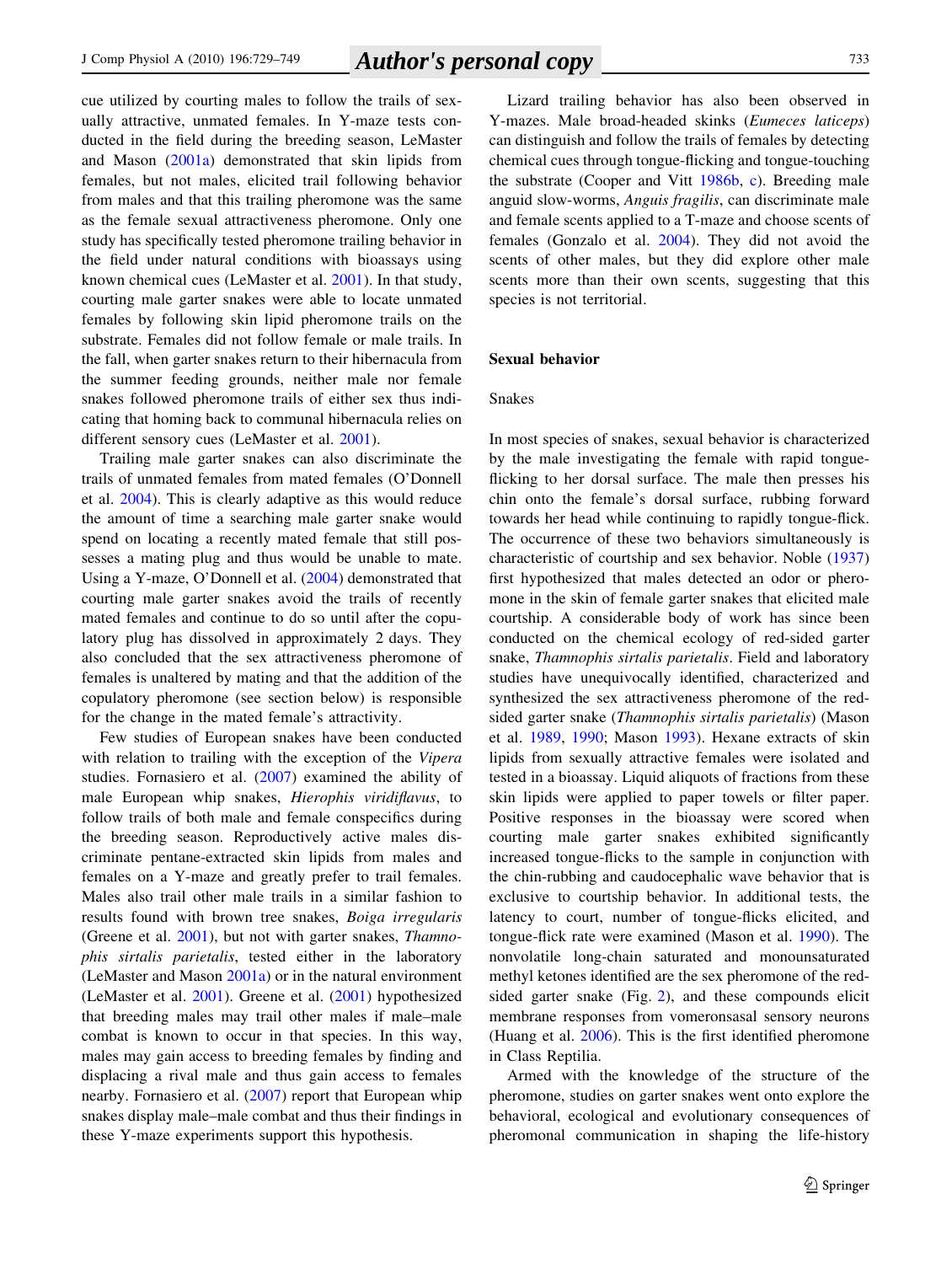cue utilized by courting males to follow the trails of sexually attractive, unmated females. In Y-maze tests conducted in the field during the breeding season, LeMaster and Mason (2001a) demonstrated that skin lipids from females, but not males, elicited trail following behavior from males and that this trailing pheromone was the same as the female sexual attractiveness pheromone. Only one study has specifically tested pheromone trailing behavior in the field under natural conditions with bioassays using known chemical cues (LeMaster et al. 2001). In that study, courting male garter snakes were able to locate unmated females by following skin lipid pheromone trails on the substrate. Females did not follow female or male trails. In the fall, when garter snakes return to their hibernacula from the summer feeding grounds, neither male nor female snakes followed pheromone trails of either sex thus indicating that homing back to communal hibernacula relies on different sensory cues (LeMaster et al. 2001).

Trailing male garter snakes can also discriminate the trails of unmated females from mated females (O'Donnell et al. 2004). This is clearly adaptive as this would reduce the amount of time a searching male garter snake would spend on locating a recently mated female that still possesses a mating plug and thus would be unable to mate. Using a Y-maze, O'Donnell et al. (2004) demonstrated that courting male garter snakes avoid the trails of recently mated females and continue to do so until after the copulatory plug has dissolved in approximately 2 days. They also concluded that the sex attractiveness pheromone of females is unaltered by mating and that the addition of the copulatory pheromone (see section below) is responsible for the change in the mated female's attractivity.

Few studies of European snakes have been conducted with relation to trailing with the exception of the *Vipera* studies. Fornasiero et al. (2007) examined the ability of male European whip snakes, *Hierophis viridiflavus*, to follow trails of both male and female conspecifics during the breeding season. Reproductively active males discriminate pentane-extracted skin lipids from males and females on a Y-maze and greatly prefer to trail females. Males also trail other male trails in a similar fashion to results found with brown tree snakes, *Boiga irregularis* (Greene et al. 2001), but not with garter snakes, *Thamnophis sirtalis parietalis*, tested either in the laboratory (LeMaster and Mason 2001a) or in the natural environment (LeMaster et al. 2001). Greene et al. (2001) hypothesized that breeding males may trail other males if male–male combat is known to occur in that species. In this way, males may gain access to breeding females by finding and displacing a rival male and thus gain access to females nearby. Fornasiero et al. (2007) report that European whip snakes display male–male combat and thus their findings in these Y-maze experiments support this hypothesis.

Lizard trailing behavior has also been observed in Y-mazes. Male broad-headed skinks (*Eumeces laticeps*) can distinguish and follow the trails of females by detecting chemical cues through tongue-flicking and tongue-touching the substrate (Cooper and Vitt 1986b, c). Breeding male anguid slow-worms, *Anguis fragilis*, can discriminate male and female scents applied to a T-maze and choose scents of females (Gonzalo et al. 2004). They did not avoid the scents of other males, but they did explore other male scents more than their own scents, suggesting that this species is not territorial.

## Sexual behavior

### Snakes

In most species of snakes, sexual behavior is characterized by the male investigating the female with rapid tongue-flicking to her dorsal surface. The male then presses his chin onto the female's dorsal surface, rubbing forward towards her head while continuing to rapidly tongue-flick. The occurrence of these two behaviors simultaneously is characteristic of courtship and sex behavior. Noble (1937) first hypothesized that males detected an odor or pheromone in the skin of female garter snakes that elicited male courtship. A considerable body of work has since been conducted on the chemical ecology of red-sided garter snake, *Thamnophis sirtalis parietalis*. Field and laboratory studies have unequivocally identified, characterized and synthesized the sex attractiveness pheromone of the red-sided garter snake (*Thamnophis sirtalis parietalis*) (Mason et al. 1989, 1990; Mason 1993). Hexane extracts of skin lipids from sexually attractive females were isolated and tested in a bioassay. Liquid aliquots of fractions from these skin lipids were applied to paper towels or filter paper. Positive responses in the bioassay were scored when courting male garter snakes exhibited significantly increased tongue-flicks to the sample in conjunction with the chin-rubbing and caudocephalic wave behavior that is exclusive to courtship behavior. In additional tests, the latency to court, number of tongue-flicks elicited, and tongue-flick rate were examined (Mason et al. 1990). The nonvolatile long-chain saturated and monounsaturated methyl ketones identified are the sex pheromone of the red-sided garter snake (Fig. 2), and these compounds elicit membrane responses from vomeronsasal sensory neurons (Huang et al. 2006). This is the first identified pheromone in Class Reptilia.

Armed with the knowledge of the structure of the pheromone, studies on garter snakes went onto explore the behavioral, ecological and evolutionary consequences of pheromonal communication in shaping the life-history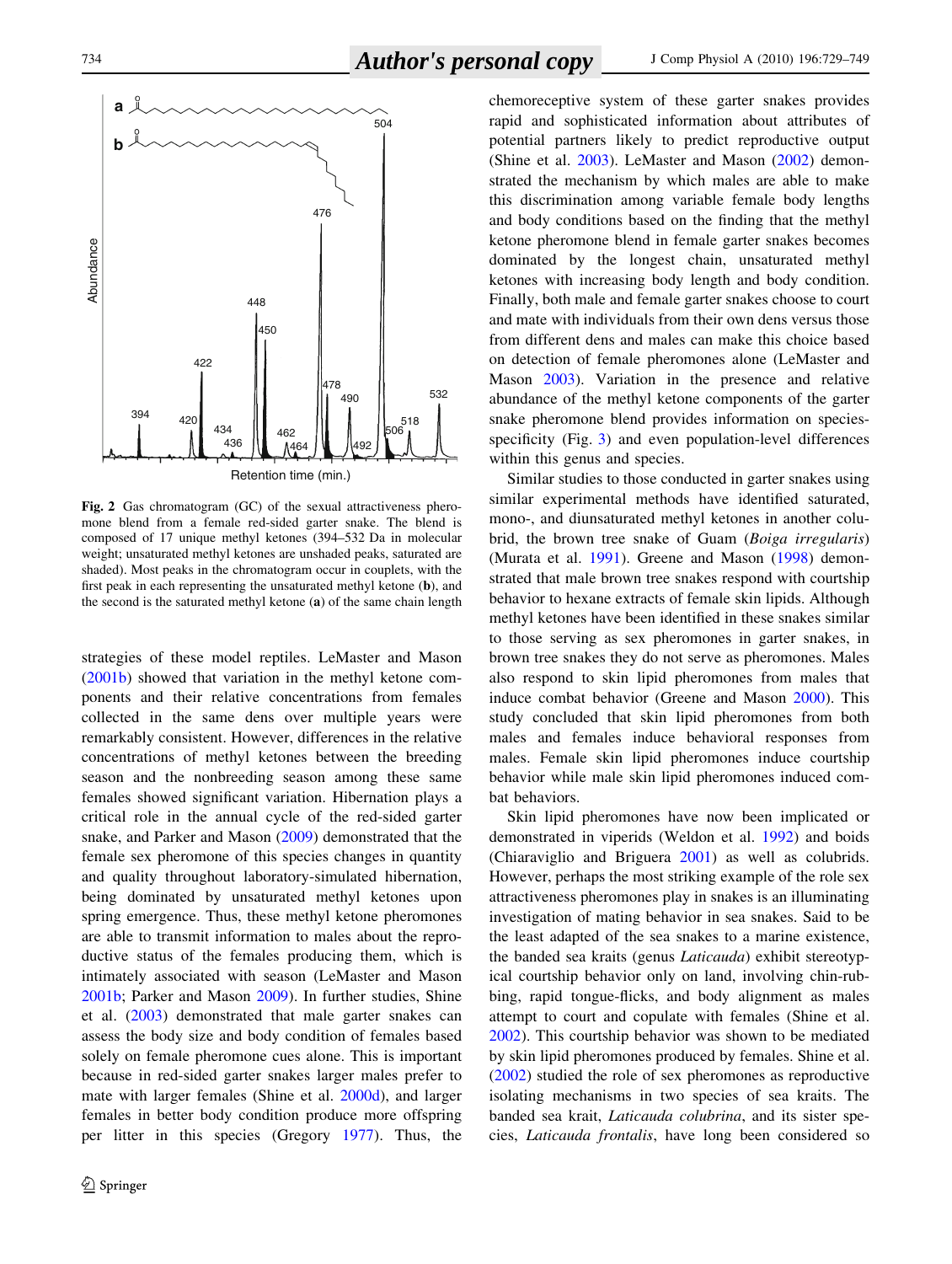**Fig. 2** Gas chromatogram (GC) of the sexual attractiveness pheromone blend from a female red-sided garter snake. The blend is composed of 17 unique methyl ketones (394–532 Da in molecular weight; unsaturated methyl ketones are unshaded peaks, saturated are shaded). Most peaks in the chromatogram occur in couplets, with the first peak in each representing the unsaturated methyl ketone (**b**), and the second is the saturated methyl ketone (**a**) of the same chain length

strategies of these model reptiles. LeMaster and Mason (2001b) showed that variation in the methyl ketone components and their relative concentrations from females collected in the same dens over multiple years were remarkably consistent. However, differences in the relative concentrations of methyl ketones between the breeding season and the nonbreeding season among these same females showed significant variation. Hibernation plays a critical role in the annual cycle of the red-sided garter snake, and Parker and Mason (2009) demonstrated that the female sex pheromone of this species changes in quantity and quality throughout laboratory-simulated hibernation, being dominated by unsaturated methyl ketones upon spring emergence. Thus, these methyl ketone pheromones are able to transmit information to males about the reproductive status of the females producing them, which is intimately associated with season (LeMaster and Mason 2001b; Parker and Mason 2009). In further studies, Shine et al. (2003) demonstrated that male garter snakes can assess the body size and body condition of females based solely on female pheromone cues alone. This is important because in red-sided garter snakes larger males prefer to mate with larger females (Shine et al. 2000d), and larger females in better body condition produce more offspring per litter in this species (Gregory 1977). Thus, the chemoreceptive system of these garter snakes provides rapid and sophisticated information about attributes of potential partners likely to predict reproductive output (Shine et al. 2003). LeMaster and Mason (2002) demonstrated the mechanism by which males are able to make this discrimination among variable female body lengths and body conditions based on the finding that the methyl ketone pheromone blend in female garter snakes becomes dominated by the longest chain, unsaturated methyl ketones with increasing body length and body condition. Finally, both male and female garter snakes choose to court and mate with individuals from their own dens versus those from different dens and males can make this choice based on detection of female pheromones alone (LeMaster and Mason 2003). Variation in the presence and relative abundance of the methyl ketone components of the garter snake pheromone blend provides information on species-specificity (Fig. 3) and even population-level differences within this genus and species.

Similar studies to those conducted in garter snakes using similar experimental methods have identified saturated, mono-, and diunsaturated methyl ketones in another colubrid, the brown tree snake of Guam (*Boiga irregularis*) (Murata et al. 1991). Greene and Mason (1998) demonstrated that male brown tree snakes respond with courtship behavior to hexane extracts of female skin lipids. Although methyl ketones have been identified in these snakes similar to those serving as sex pheromones in garter snakes, in brown tree snakes they do not serve as pheromones. Males also respond to skin lipid pheromones from males that induce combat behavior (Greene and Mason 2000). This study concluded that skin lipid pheromones from both males and females induce behavioral responses from males. Female skin lipid pheromones induce courtship behavior while male skin lipid pheromones induced combat behaviors.

Skin lipid pheromones have now been implicated or demonstrated in viperids (Weldon et al. 1992) and boids (Chiaraviglio and Briguera 2001) as well as colubrids. However, perhaps the most striking example of the role sex attractiveness pheromones play in snakes is an illuminating investigation of mating behavior in sea snakes. Said to be the least adapted of the sea snakes to a marine existence, the banded sea kraits (genus *Laticauda*) exhibit stereotypical courtship behavior only on land, involving chin-rubbing, rapid tongue-flicks, and body alignment as males attempt to court and copulate with females (Shine et al. 2002). This courtship behavior was shown to be mediated by skin lipid pheromones produced by females. Shine et al. (2002) studied the role of sex pheromones as reproductive isolating mechanisms in two species of sea kraits. The banded sea krait, *Laticauda colubrina*, and its sister species, *Laticauda frontalis*, have long been considered so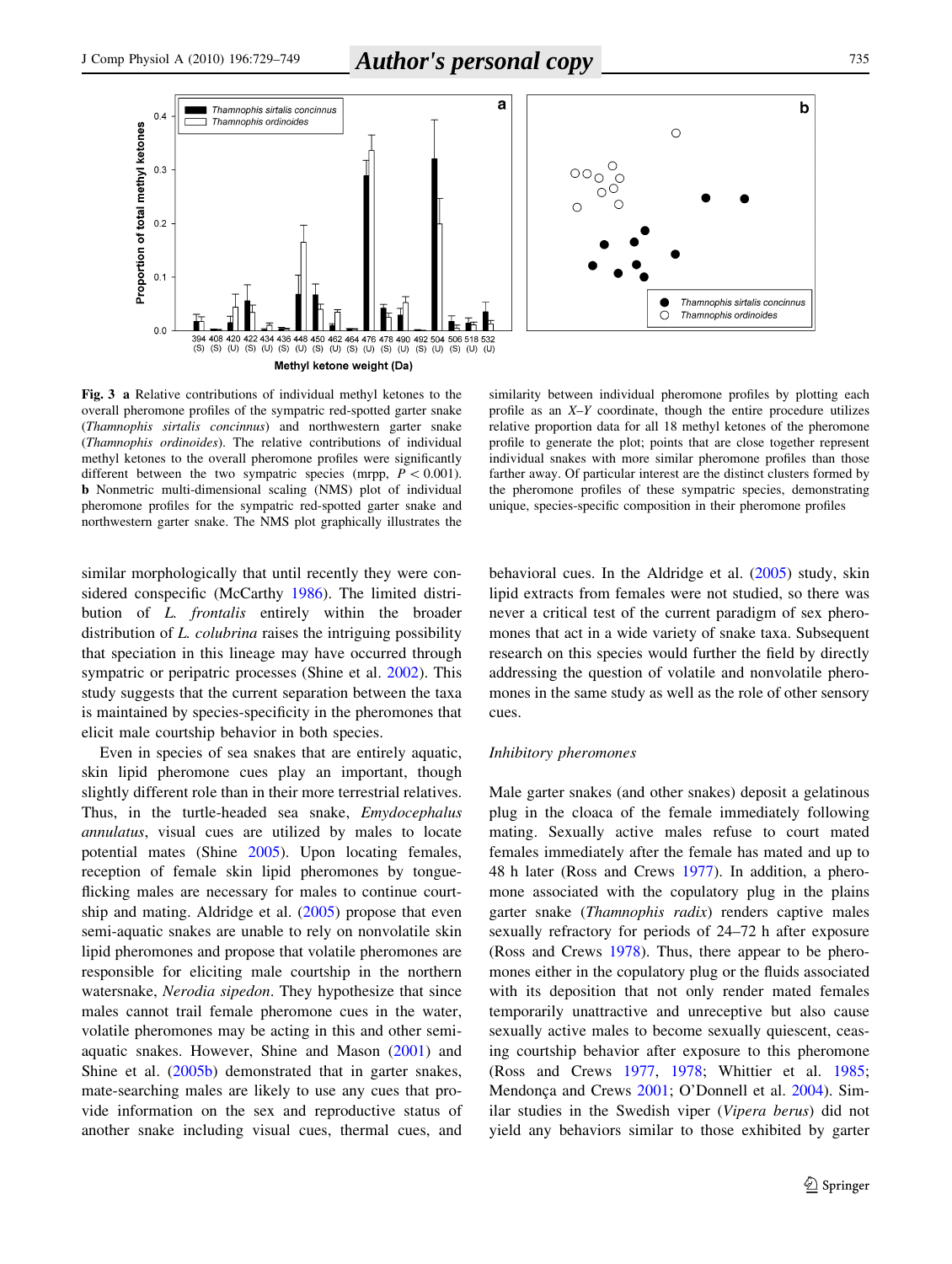**Fig. 3** **a** Relative contributions of individual methyl ketones to the overall pheromone profiles of the sympatric red-spotted garter snake (*Thamnophis sirtalis concinnus*) and northwestern garter snake (*Thamnophis ordinoides*). The relative contributions of individual methyl ketones to the overall pheromone profiles were significantly different between the two sympatric species (mrpp, $P < 0.001$). **b** Nonmetric multi-dimensional scaling (NMS) plot of individual pheromone profiles for the sympatric red-spotted garter snake and northwestern garter snake. The NMS plot graphically illustrates the similarity between individual pheromone profiles by plotting each profile as an $X$–$Y$ coordinate, though the entire procedure utilizes relative proportion data for all 18 methyl ketones of the pheromone profile to generate the plot; points that are close together represent individual snakes with more similar pheromone profiles than those farther away. Of particular interest are the distinct clusters formed by the pheromone profiles of these sympatric species, demonstrating unique, species-specific composition in their pheromone profiles

similar morphologically that until recently they were considered conspecific (McCarthy 1986). The limited distribution of *L. frontalis* entirely within the broader distribution of *L. colubrina* raises the intriguing possibility that speciation in this lineage may have occurred through sympatric or peripatric processes (Shine et al. 2002). This study suggests that the current separation between the taxa is maintained by species-specificity in the pheromones that elicit male courtship behavior in both species.

Even in species of sea snakes that are entirely aquatic, skin lipid pheromone cues play an important, though slightly different role than in their more terrestrial relatives. Thus, in the turtle-headed sea snake, *Emydocephalus annulatus*, visual cues are utilized by males to locate potential mates (Shine 2005). Upon locating females, reception of female skin lipid pheromones by tongue-flicking males are necessary for males to continue courtship and mating. Aldridge et al. (2005) propose that even semi-aquatic snakes are unable to rely on nonvolatile skin lipid pheromones and propose that volatile pheromones are responsible for eliciting male courtship in the northern watersnake, *Nerodia sipedon*. They hypothesize that since males cannot trail female pheromone cues in the water, volatile pheromones may be acting in this and other semi-aquatic snakes. However, Shine and Mason (2001) and Shine et al. (2005b) demonstrated that in garter snakes, mate-searching males are likely to use any cues that provide information on the sex and reproductive status of another snake including visual cues, thermal cues, and behavioral cues. In the Aldridge et al. (2005) study, skin lipid extracts from females were not studied, so there was never a critical test of the current paradigm of sex pheromones that act in a wide variety of snake taxa. Subsequent research on this species would further the field by directly addressing the question of volatile and nonvolatile pheromones in the same study as well as the role of other sensory cues.

### *Inhibitory pheromones*

Male garter snakes (and other snakes) deposit a gelatinous plug in the cloaca of the female immediately following mating. Sexually active males refuse to court mated females immediately after the female has mated and up to 48 h later (Ross and Crews 1977). In addition, a pheromone associated with the copulatory plug in the plains garter snake (*Thamnophis radix*) renders captive males sexually refractory for periods of 24–72 h after exposure (Ross and Crews 1978). Thus, there appear to be pheromones either in the copulatory plug or the fluids associated with its deposition that not only render mated females temporarily unattractive and unreceptive but also cause sexually active males to become sexually quiescent, ceasing courtship behavior after exposure to this pheromone (Ross and Crews 1977, 1978; Whittier et al. 1985; Mendonça and Crews 2001; O'Donnell et al. 2004). Similar studies in the Swedish viper (*Vipera berus*) did not yield any behaviors similar to those exhibited by garter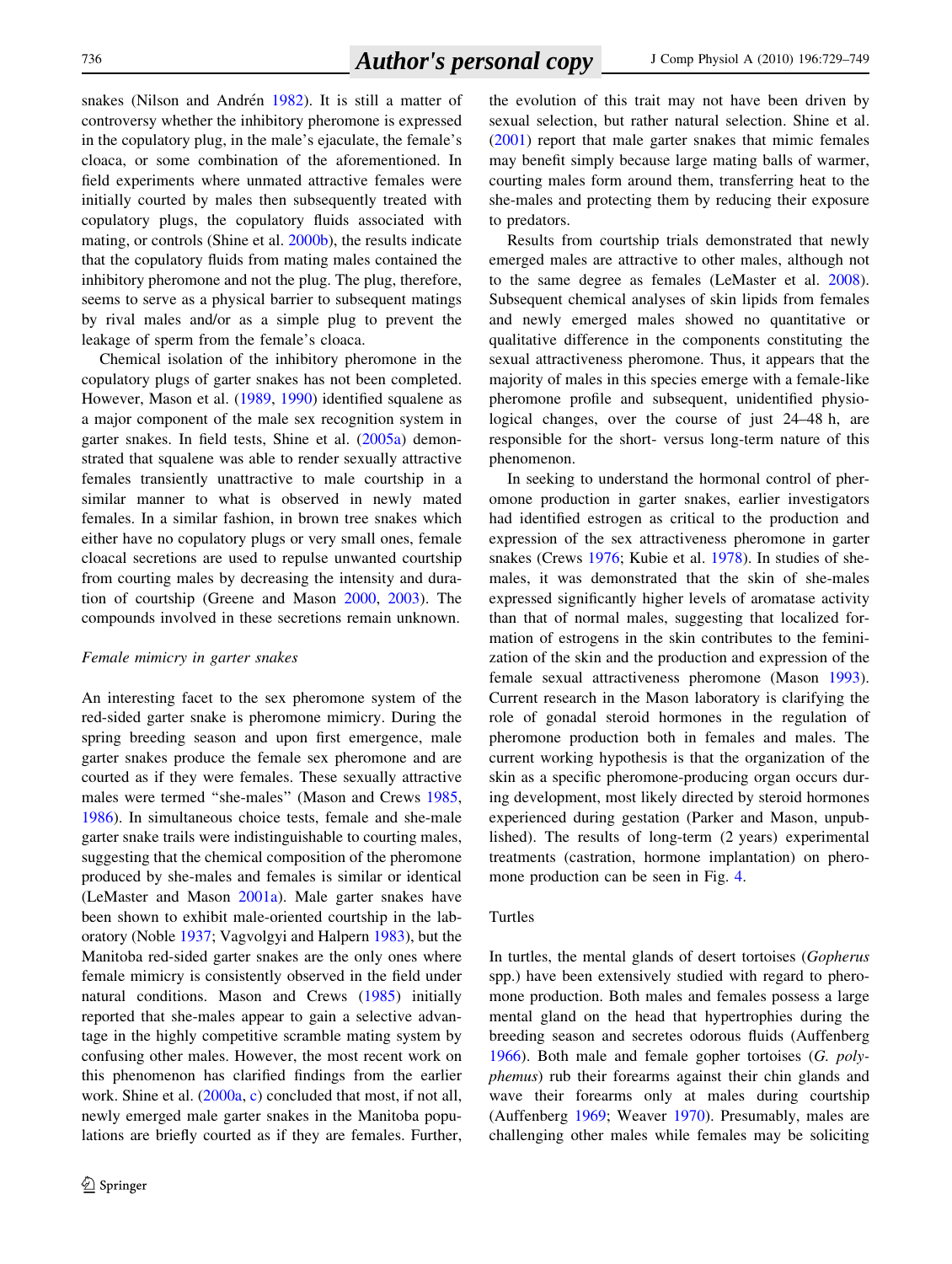snakes (Nilson and Andrén 1982). It is still a matter of controversy whether the inhibitory pheromone is expressed in the copulatory plug, in the male's ejaculate, the female's cloaca, or some combination of the aforementioned. In field experiments where unmated attractive females were initially courted by males then subsequently treated with copulatory plugs, the copulatory fluids associated with mating, or controls (Shine et al. 2000b), the results indicate that the copulatory fluids from mating males contained the inhibitory pheromone and not the plug. The plug, therefore, seems to serve as a physical barrier to subsequent matings by rival males and/or as a simple plug to prevent the leakage of sperm from the female's cloaca.

Chemical isolation of the inhibitory pheromone in the copulatory plugs of garter snakes has not been completed. However, Mason et al. (1989, 1990) identified squalene as a major component of the male sex recognition system in garter snakes. In field tests, Shine et al. (2005a) demonstrated that squalene was able to render sexually attractive females transiently unattractive to male courtship in a similar manner to what is observed in newly mated females. In a similar fashion, in brown tree snakes which either have no copulatory plugs or very small ones, female cloacal secretions are used to repulse unwanted courtship from courting males by decreasing the intensity and duration of courtship (Greene and Mason 2000, 2003). The compounds involved in these secretions remain unknown.

*Female mimicry in garter snakes*

An interesting facet to the sex pheromone system of the red-sided garter snake is pheromone mimicry. During the spring breeding season and upon first emergence, male garter snakes produce the female sex pheromone and are courted as if they were females. These sexually attractive males were termed "she-males" (Mason and Crews 1985, 1986). In simultaneous choice tests, female and she-male garter snake trails were indistinguishable to courting males, suggesting that the chemical composition of the pheromone produced by she-males and females is similar or identical (LeMaster and Mason 2001a). Male garter snakes have been shown to exhibit male-oriented courtship in the laboratory (Noble 1937; Vagvolgyi and Halpern 1983), but the Manitoba red-sided garter snakes are the only ones where female mimicry is consistently observed in the field under natural conditions. Mason and Crews (1985) initially reported that she-males appear to gain a selective advantage in the highly competitive scramble mating system by confusing other males. However, the most recent work on this phenomenon has clarified findings from the earlier work. Shine et al. (2000a, c) concluded that most, if not all, newly emerged male garter snakes in the Manitoba populations are briefly courted as if they are females. Further, the evolution of this trait may not have been driven by sexual selection, but rather natural selection. Shine et al. (2001) report that male garter snakes that mimic females may benefit simply because large mating balls of warmer, courting males form around them, transferring heat to the she-males and protecting them by reducing their exposure to predators.

Results from courtship trials demonstrated that newly emerged males are attractive to other males, although not to the same degree as females (LeMaster et al. 2008). Subsequent chemical analyses of skin lipids from females and newly emerged males showed no quantitative or qualitative difference in the components constituting the sexual attractiveness pheromone. Thus, it appears that the majority of males in this species emerge with a female-like pheromone profile and subsequent, unidentified physiological changes, over the course of just 24–48 h, are responsible for the short- versus long-term nature of this phenomenon.

In seeking to understand the hormonal control of pheromone production in garter snakes, earlier investigators had identified estrogen as critical to the production and expression of the sex attractiveness pheromone in garter snakes (Crews 1976; Kubie et al. 1978). In studies of she-males, it was demonstrated that the skin of she-males expressed significantly higher levels of aromatase activity than that of normal males, suggesting that localized formation of estrogens in the skin contributes to the feminization of the skin and the production and expression of the female sexual attractiveness pheromone (Mason 1993). Current research in the Mason laboratory is clarifying the role of gonadal steroid hormones in the regulation of pheromone production both in females and males. The current working hypothesis is that the organization of the skin as a specific pheromone-producing organ occurs during development, most likely directed by steroid hormones experienced during gestation (Parker and Mason, unpublished). The results of long-term (2 years) experimental treatments (castration, hormone implantation) on pheromone production can be seen in Fig. 4.

## Turtles

In turtles, the mental glands of desert tortoises (*Gopherus* spp.) have been extensively studied with regard to pheromone production. Both males and females possess a large mental gland on the head that hypertrophies during the breeding season and secretes odorous fluids (Auffenberg 1966). Both male and female gopher tortoises (*G. polyphemus*) rub their forearms against their chin glands and wave their forearms only at males during courtship (Auffenberg 1969; Weaver 1970). Presumably, males are challenging other males while females may be soliciting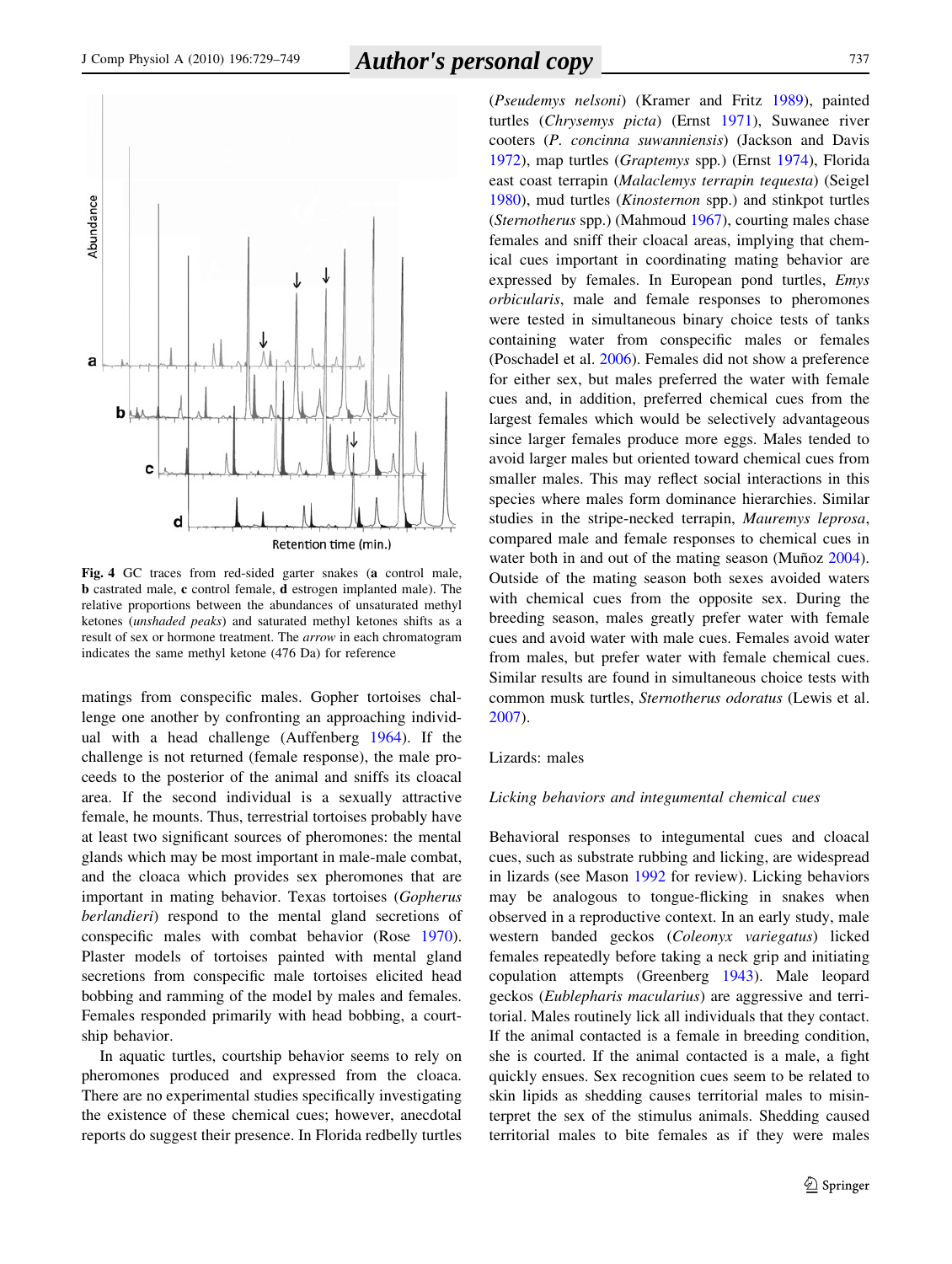Fig. 4 GC traces from red-sided garter snakes (**a** control male, **b** castrated male, **c** control female, **d** estrogen implanted male). The relative proportions between the abundances of unsaturated methyl ketones (*unshaded peaks*) and saturated methyl ketones shifts as a result of sex or hormone treatment. The *arrow* in each chromatogram indicates the same methyl ketone (476 Da) for reference

matings from conspecific males. Gopher tortoises challenge one another by confronting an approaching individual with a head challenge (Auffenberg 1964). If the challenge is not returned (female response), the male proceeds to the posterior of the animal and sniffs its cloacal area. If the second individual is a sexually attractive female, he mounts. Thus, terrestrial tortoises probably have at least two significant sources of pheromones: the mental glands which may be most important in male-male combat, and the cloaca which provides sex pheromones that are important in mating behavior. Texas tortoises (*Gopherus berlandieri*) respond to the mental gland secretions of conspecific males with combat behavior (Rose 1970). Plaster models of tortoises painted with mental gland secretions from conspecific male tortoises elicited head bobbing and ramming of the model by males and females. Females responded primarily with head bobbing, a courtship behavior.

In aquatic turtles, courtship behavior seems to rely on pheromones produced and expressed from the cloaca. There are no experimental studies specifically investigating the existence of these chemical cues; however, anecdotal reports do suggest their presence. In Florida redbelly turtles (*Pseudemys nelsoni*) (Kramer and Fritz 1989), painted turtles (*Chrysemys picta*) (Ernst 1971), Suwanee river cooters (*P. concinna suwanniensis*) (Jackson and Davis 1972), map turtles (*Graptemys* spp.) (Ernst 1974), Florida east coast terrapin (*Malaclemys terrapin tequesta*) (Seigel 1980), mud turtles (*Kinosternon* spp.) and stinkpot turtles (*Sternotherus* spp.) (Mahmoud 1967), courting males chase females and sniff their cloacal areas, implying that chemical cues important in coordinating mating behavior are expressed by females. In European pond turtles, *Emys orbicularis*, male and female responses to pheromones were tested in simultaneous binary choice tests of tanks containing water from conspecific males or females (Poschadel et al. 2006). Females did not show a preference for either sex, but males preferred the water with female cues and, in addition, preferred chemical cues from the largest females which would be selectively advantageous since larger females produce more eggs. Males tended to avoid larger males but oriented toward chemical cues from smaller males. This may reflect social interactions in this species where males form dominance hierarchies. Similar studies in the stripe-necked terrapin, *Mauremys leprosa*, compared male and female responses to chemical cues in water both in and out of the mating season (Muñoz 2004). Outside of the mating season both sexes avoided waters with chemical cues from the opposite sex. During the breeding season, males greatly prefer water with female cues and avoid water with male cues. Females avoid water from males, but prefer water with female chemical cues. Similar results are found in simultaneous choice tests with common musk turtles, *Sternotherus odoratus* (Lewis et al. 2007).

## Lizards: males

### *Licking behaviors and integumental chemical cues*

Behavioral responses to integumental cues and cloacal cues, such as substrate rubbing and licking, are widespread in lizards (see Mason 1992 for review). Licking behaviors may be analogous to tongue-flicking in snakes when observed in a reproductive context. In an early study, male western banded geckos (*Coleonyx variegatus*) licked females repeatedly before taking a neck grip and initiating copulation attempts (Greenberg 1943). Male leopard geckos (*Eublepharis macularius*) are aggressive and territorial. Males routinely lick all individuals that they contact. If the animal contacted is a female in breeding condition, she is courted. If the animal contacted is a male, a fight quickly ensues. Sex recognition cues seem to be related to skin lipids as shedding causes territorial males to misinterpret the sex of the stimulus animals. Shedding caused territorial males to bite females as if they were males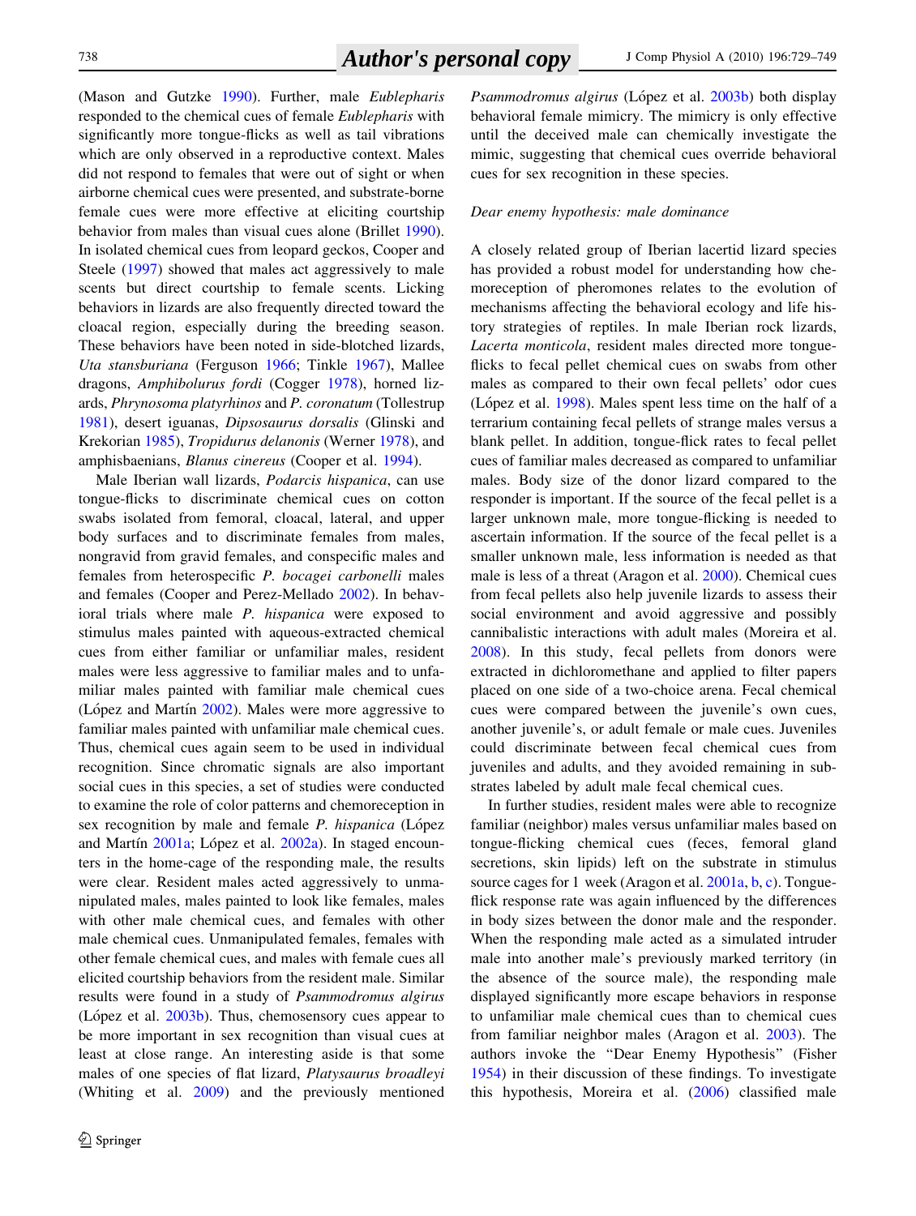(Mason and Gutzke 1990). Further, male *Eublepharis* responded to the chemical cues of female *Eublepharis* with significantly more tongue-flicks as well as tail vibrations which are only observed in a reproductive context. Males did not respond to females that were out of sight or when airborne chemical cues were presented, and substrate-borne female cues were more effective at eliciting courtship behavior from males than visual cues alone (Brillet 1990). In isolated chemical cues from leopard geckos, Cooper and Steele (1997) showed that males act aggressively to male scents but direct courtship to female scents. Licking behaviors in lizards are also frequently directed toward the cloacal region, especially during the breeding season. These behaviors have been noted in side-blotched lizards, *Uta stansburiana* (Ferguson 1966; Tinkle 1967), Mallee dragons, *Amphibolurus fordi* (Cogger 1978), horned lizards, *Phrynosoma platyrhinos* and *P. coronatum* (Tollestrup 1981), desert iguanas, *Dipsosaurus dorsalis* (Glinski and Krekorian 1985), *Tropidurus delanonis* (Werner 1978), and amphisbaenians, *Blanus cinereus* (Cooper et al. 1994).

Male Iberian wall lizards, *Podarcis hispanica*, can use tongue-flicks to discriminate chemical cues on cotton swabs isolated from femoral, cloacal, lateral, and upper body surfaces and to discriminate females from males, nongravid from gravid females, and conspecific males and females from heterospecific *P. bocagei carbonelli* males and females (Cooper and Perez-Mellado 2002). In behavioral trials where male *P. hispanica* were exposed to stimulus males painted with aqueous-extracted chemical cues from either familiar or unfamiliar males, resident males were less aggressive to familiar males and to unfamiliar males painted with familiar male chemical cues (López and Martín 2002). Males were more aggressive to familiar males painted with unfamiliar male chemical cues. Thus, chemical cues again seem to be used in individual recognition. Since chromatic signals are also important social cues in this species, a set of studies were conducted to examine the role of color patterns and chemoreception in sex recognition by male and female *P. hispanica* (López and Martín 2001a; López et al. 2002a). In staged encounters in the home-cage of the responding male, the results were clear. Resident males acted aggressively to unmanipulated males, males painted to look like females, males with other male chemical cues, and females with other male chemical cues. Unmanipulated females, females with other female chemical cues, and males with female cues all elicited courtship behaviors from the resident male. Similar results were found in a study of *Psammodromus algirus* (López et al. 2003b). Thus, chemosensory cues appear to be more important in sex recognition than visual cues at least at close range. An interesting aside is that some males of one species of flat lizard, *Platysaurus broadleyi* (Whiting et al. 2009) and the previously mentioned *Psammodromus algirus* (López et al. 2003b) both display behavioral female mimicry. The mimicry is only effective until the deceived male can chemically investigate the mimic, suggesting that chemical cues override behavioral cues for sex recognition in these species.

*Dear enemy hypothesis: male dominance*

A closely related group of Iberian lacertid lizard species has provided a robust model for understanding how chemoreception of pheromones relates to the evolution of mechanisms affecting the behavioral ecology and life history strategies of reptiles. In male Iberian rock lizards, *Lacerta monticola*, resident males directed more tongue-flicks to fecal pellet chemical cues on swabs from other males as compared to their own fecal pellets' odor cues (López et al. 1998). Males spent less time on the half of a terrarium containing fecal pellets of strange males versus a blank pellet. In addition, tongue-flick rates to fecal pellet cues of familiar males decreased as compared to unfamiliar males. Body size of the donor lizard compared to the responder is important. If the source of the fecal pellet is a larger unknown male, more tongue-flicking is needed to ascertain information. If the source of the fecal pellet is a smaller unknown male, less information is needed as that male is less of a threat (Aragon et al. 2000). Chemical cues from fecal pellets also help juvenile lizards to assess their social environment and avoid aggressive and possibly cannibalistic interactions with adult males (Moreira et al. 2008). In this study, fecal pellets from donors were extracted in dichloromethane and applied to filter papers placed on one side of a two-choice arena. Fecal chemical cues were compared between the juvenile's own cues, another juvenile's, or adult female or male cues. Juveniles could discriminate between fecal chemical cues from juveniles and adults, and they avoided remaining in substrates labeled by adult male fecal chemical cues.

In further studies, resident males were able to recognize familiar (neighbor) males versus unfamiliar males based on tongue-flicking chemical cues (feces, femoral gland secretions, skin lipids) left on the substrate in stimulus source cages for 1 week (Aragon et al. 2001a, b, c). Tongue-flick response rate was again influenced by the differences in body sizes between the donor male and the responder. When the responding male acted as a simulated intruder male into another male's previously marked territory (in the absence of the source male), the responding male displayed significantly more escape behaviors in response to unfamiliar male chemical cues than to chemical cues from familiar neighbor males (Aragon et al. 2003). The authors invoke the "Dear Enemy Hypothesis" (Fisher 1954) in their discussion of these findings. To investigate this hypothesis, Moreira et al. (2006) classified male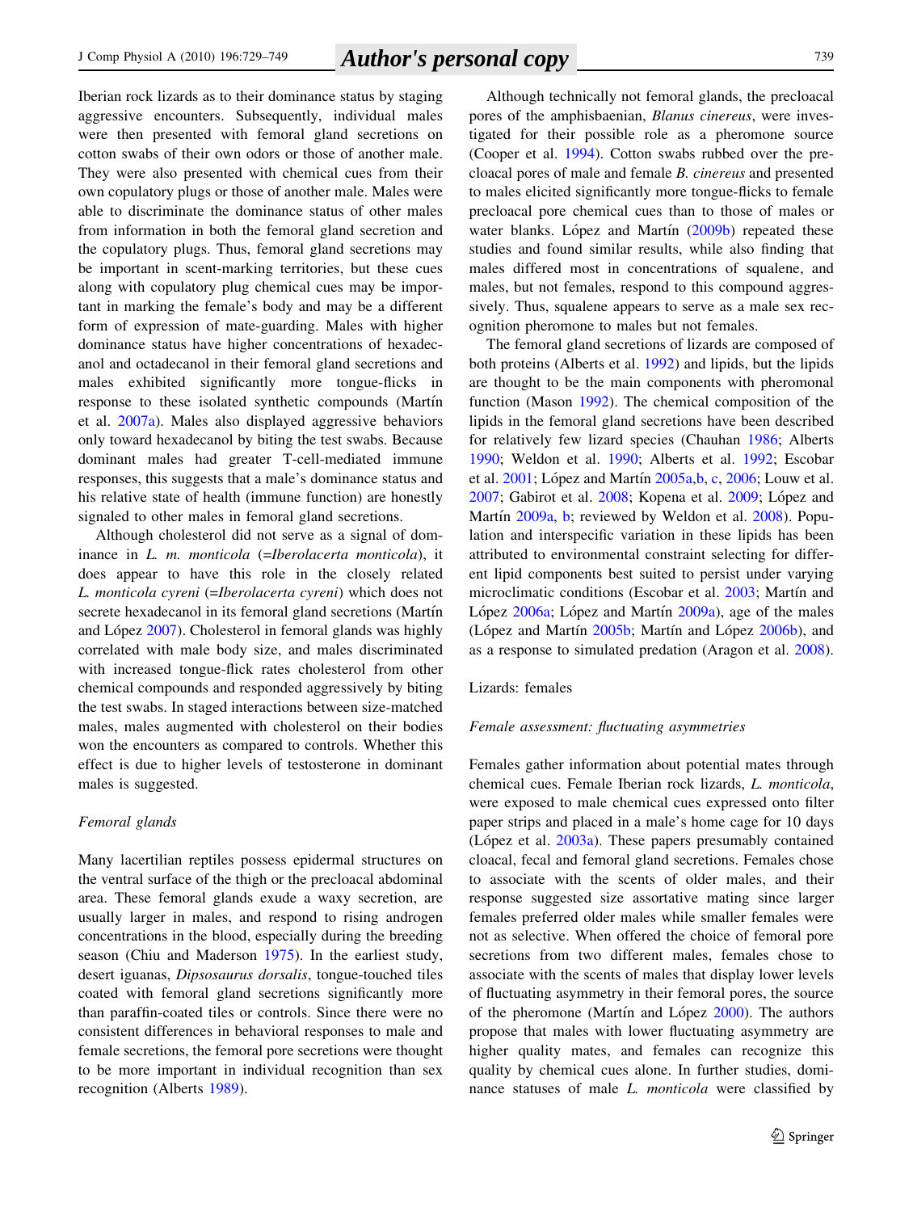Iberian rock lizards as to their dominance status by staging aggressive encounters. Subsequently, individual males were then presented with femoral gland secretions on cotton swabs of their own odors or those of another male. They were also presented with chemical cues from their own copulatory plugs or those of another male. Males were able to discriminate the dominance status of other males from information in both the femoral gland secretion and the copulatory plugs. Thus, femoral gland secretions may be important in scent-marking territories, but these cues along with copulatory plug chemical cues may be important in marking the female's body and may be a different form of expression of mate-guarding. Males with higher dominance status have higher concentrations of hexadecanol and octadecanol in their femoral gland secretions and males exhibited significantly more tongue-flicks in response to these isolated synthetic compounds (Martín et al. 2007a). Males also displayed aggressive behaviors only toward hexadecanol by biting the test swabs. Because dominant males had greater T-cell-mediated immune responses, this suggests that a male's dominance status and his relative state of health (immune function) are honestly signaled to other males in femoral gland secretions.

Although cholesterol did not serve as a signal of dominance in *L. m. monticola* (=*Iberolacerta monticola*), it does appear to have this role in the closely related *L. monticola cyreni* (=*Iberolacerta cyreni*) which does not secrete hexadecanol in its femoral gland secretions (Martín and López 2007). Cholesterol in femoral glands was highly correlated with male body size, and males discriminated with increased tongue-flick rates cholesterol from other chemical compounds and responded aggressively by biting the test swabs. In staged interactions between size-matched males, males augmented with cholesterol on their bodies won the encounters as compared to controls. Whether this effect is due to higher levels of testosterone in dominant males is suggested.

*Femoral glands*

Many lacertilian reptiles possess epidermal structures on the ventral surface of the thigh or the precloacal abdominal area. These femoral glands exude a waxy secretion, are usually larger in males, and respond to rising androgen concentrations in the blood, especially during the breeding season (Chiu and Maderson 1975). In the earliest study, desert iguanas, *Dipsosaurus dorsalis*, tongue-touched tiles coated with femoral gland secretions significantly more than paraffin-coated tiles or controls. Since there were no consistent differences in behavioral responses to male and female secretions, the femoral pore secretions were thought to be more important in individual recognition than sex recognition (Alberts 1989).

Although technically not femoral glands, the precloacal pores of the amphisbaenian, *Blanus cinereus*, were investigated for their possible role as a pheromone source (Cooper et al. 1994). Cotton swabs rubbed over the precloacal pores of male and female *B. cinereus* and presented to males elicited significantly more tongue-flicks to female precloacal pore chemical cues than to those of males or water blanks. López and Martín (2009b) repeated these studies and found similar results, while also finding that males differed most in concentrations of squalene, and males, but not females, respond to this compound aggressively. Thus, squalene appears to serve as a male sex recognition pheromone to males but not females.

The femoral gland secretions of lizards are composed of both proteins (Alberts et al. 1992) and lipids, but the lipids are thought to be the main components with pheromonal function (Mason 1992). The chemical composition of the lipids in the femoral gland secretions have been described for relatively few lizard species (Chauhan 1986; Alberts 1990; Weldon et al. 1990; Alberts et al. 1992; Escobar et al. 2001; López and Martín 2005a,b, c, 2006; Louw et al. 2007; Gabirot et al. 2008; Kopena et al. 2009; López and Martín 2009a, b; reviewed by Weldon et al. 2008). Population and interspecific variation in these lipids has been attributed to environmental constraint selecting for different lipid components best suited to persist under varying microclimatic conditions (Escobar et al. 2003; Martín and López 2006a; López and Martín 2009a), age of the males (López and Martín 2005b; Martín and López 2006b), and as a response to simulated predation (Aragon et al. 2008).

## Lizards: females

*Female assessment: fluctuating asymmetries*

Females gather information about potential mates through chemical cues. Female Iberian rock lizards, *L. monticola*, were exposed to male chemical cues expressed onto filter paper strips and placed in a male's home cage for 10 days (López et al. 2003a). These papers presumably contained cloacal, fecal and femoral gland secretions. Females chose to associate with the scents of older males, and their response suggested size assortative mating since larger females preferred older males while smaller females were not as selective. When offered the choice of femoral pore secretions from two different males, females chose to associate with the scents of males that display lower levels of fluctuating asymmetry in their femoral pores, the source of the pheromone (Martín and López 2000). The authors propose that males with lower fluctuating asymmetry are higher quality mates, and females can recognize this quality by chemical cues alone. In further studies, dominance statuses of male *L. monticola* were classified by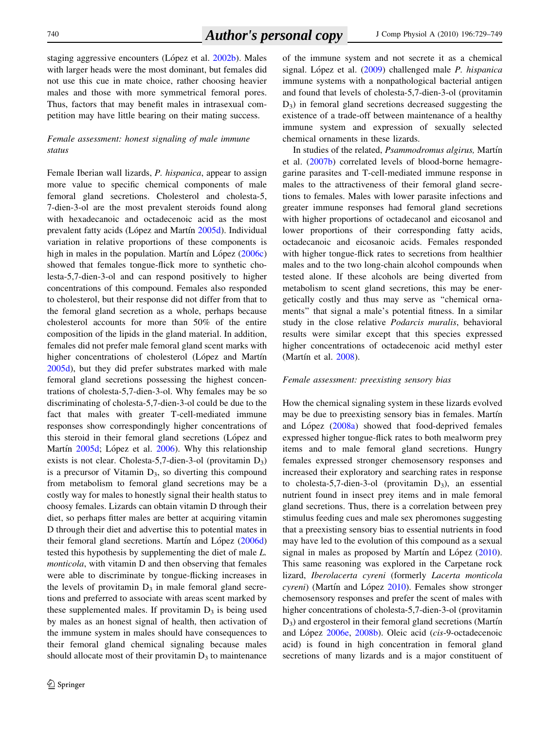staging aggressive encounters (López et al. 2002b). Males with larger heads were the most dominant, but females did not use this cue in mate choice, rather choosing heavier males and those with more symmetrical femoral pores. Thus, factors that may benefit males in intrasexual competition may have little bearing on their mating success.

*Female assessment: honest signaling of male immune status*

Female Iberian wall lizards, *P. hispanica*, appear to assign more value to specific chemical components of male femoral gland secretions. Cholesterol and cholesta-5, 7-dien-3-ol are the most prevalent steroids found along with hexadecanoic and octadecenoic acid as the most prevalent fatty acids (López and Martín 2005d). Individual variation in relative proportions of these components is high in males in the population. Martín and López (2006c) showed that females tongue-flick more to synthetic cholesta-5,7-dien-3-ol and can respond positively to higher concentrations of this compound. Females also responded to cholesterol, but their response did not differ from that to the femoral gland secretion as a whole, perhaps because cholesterol accounts for more than 50% of the entire composition of the lipids in the gland material. In addition, females did not prefer male femoral gland scent marks with higher concentrations of cholesterol (López and Martín 2005d), but they did prefer substrates marked with male femoral gland secretions possessing the highest concentrations of cholesta-5,7-dien-3-ol. Why females may be so discriminating of cholesta-5,7-dien-3-ol could be due to the fact that males with greater T-cell-mediated immune responses show correspondingly higher concentrations of this steroid in their femoral gland secretions (López and Martín 2005d; López et al. 2006). Why this relationship exists is not clear. Cholesta-5,7-dien-3-ol (provitamin $D_3$) is a precursor of Vitamin $D_3$, so diverting this compound from metabolism to femoral gland secretions may be a costly way for males to honestly signal their health status to choosy females. Lizards can obtain vitamin D through their diet, so perhaps fitter males are better at acquiring vitamin D through their diet and advertise this to potential mates in their femoral gland secretions. Martín and López (2006d) tested this hypothesis by supplementing the diet of male *L. monticola*, with vitamin D and then observing that females were able to discriminate by tongue-flicking increases in the levels of provitamin $D_3$ in male femoral gland secretions and preferred to associate with areas scent marked by these supplemented males. If provitamin $D_3$ is being used by males as an honest signal of health, then activation of the immune system in males should have consequences to their femoral gland chemical signaling because males should allocate most of their provitamin $D_3$ to maintenance of the immune system and not secrete it as a chemical signal. López et al. (2009) challenged male *P. hispanica* immune systems with a nonpathological bacterial antigen and found that levels of cholesta-5,7-dien-3-ol (provitamin $D_3$) in femoral gland secretions decreased suggesting the existence of a trade-off between maintenance of a healthy immune system and expression of sexually selected chemical ornaments in these lizards.

In studies of the related, *Psammodromus algirus,* Martín et al. (2007b) correlated levels of blood-borne hemagregarine parasites and T-cell-mediated immune response in males to the attractiveness of their femoral gland secretions to females. Males with lower parasite infections and greater immune responses had femoral gland secretions with higher proportions of octadecanol and eicosanol and lower proportions of their corresponding fatty acids, octadecanoic and eicosanoic acids. Females responded with higher tongue-flick rates to secretions from healthier males and to the two long-chain alcohol compounds when tested alone. If these alcohols are being diverted from metabolism to scent gland secretions, this may be energetically costly and thus may serve as "chemical ornaments" that signal a male's potential fitness. In a similar study in the close relative *Podarcis muralis*, behavioral results were similar except that this species expressed higher concentrations of octadecenoic acid methyl ester (Martín et al. 2008).

*Female assessment: preexisting sensory bias*

How the chemical signaling system in these lizards evolved may be due to preexisting sensory bias in females. Martín and López (2008a) showed that food-deprived females expressed higher tongue-flick rates to both mealworm prey items and to male femoral gland secretions. Hungry females expressed stronger chemosensory responses and increased their exploratory and searching rates in response to cholesta-5,7-dien-3-ol (provitamin $D_3$), an essential nutrient found in insect prey items and in male femoral gland secretions. Thus, there is a correlation between prey stimulus feeding cues and male sex pheromones suggesting that a preexisting sensory bias to essential nutrients in food may have led to the evolution of this compound as a sexual signal in males as proposed by Martín and López (2010). This same reasoning was explored in the Carpetane rock lizard, *Iberolacerta cyreni* (formerly *Lacerta monticola cyreni*) (Martín and López 2010). Females show stronger chemosensory responses and prefer the scent of males with higher concentrations of cholesta-5,7-dien-3-ol (provitamin $D_3$) and ergosterol in their femoral gland secretions (Martín and López 2006e, 2008b). Oleic acid (*cis*-9-octadecenoic acid) is found in high concentration in femoral gland secretions of many lizards and is a major constituent of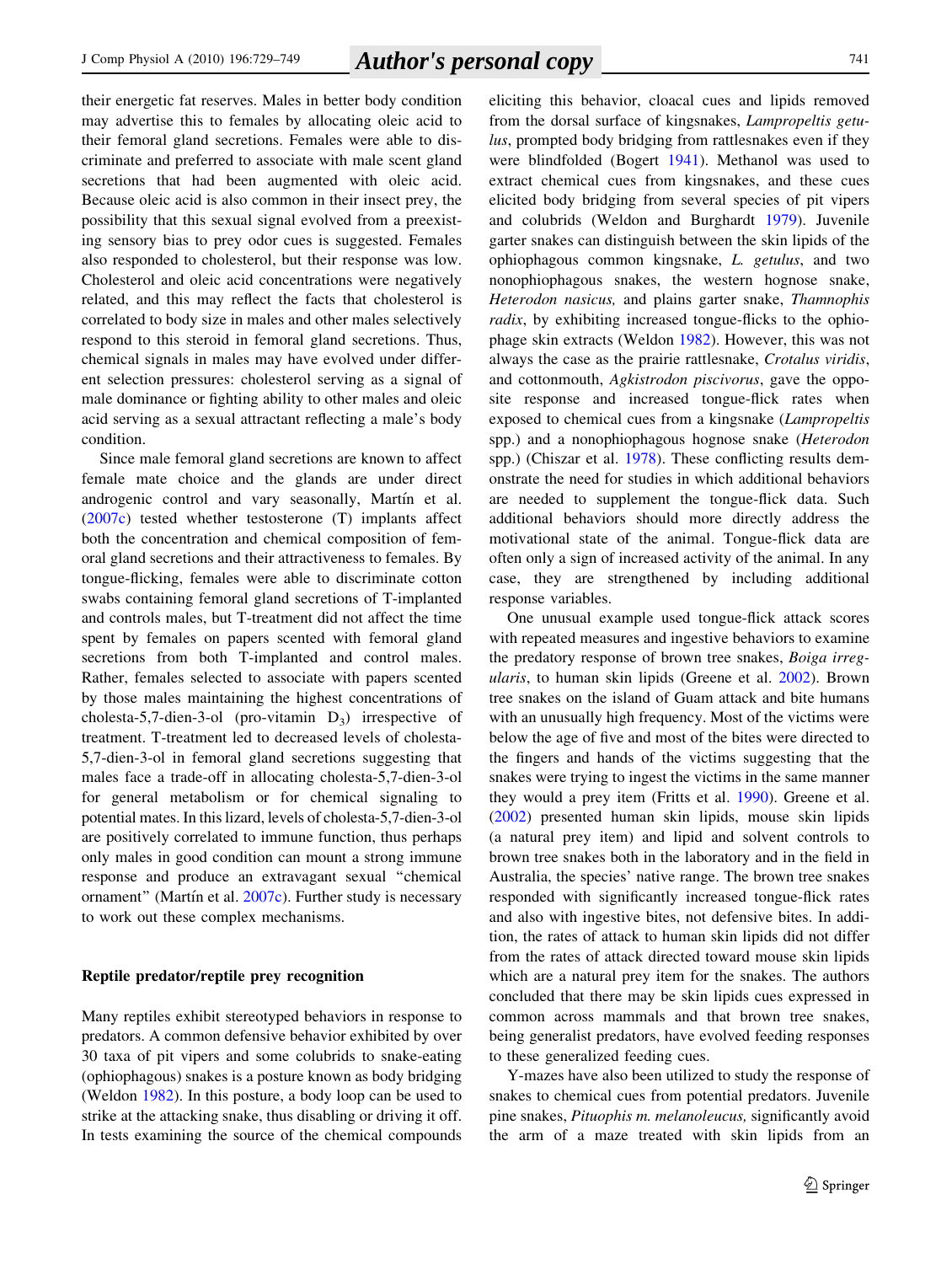their energetic fat reserves. Males in better body condition may advertise this to females by allocating oleic acid to their femoral gland secretions. Females were able to discriminate and preferred to associate with male scent gland secretions that had been augmented with oleic acid. Because oleic acid is also common in their insect prey, the possibility that this sexual signal evolved from a preexisting sensory bias to prey odor cues is suggested. Females also responded to cholesterol, but their response was low. Cholesterol and oleic acid concentrations were negatively related, and this may reflect the facts that cholesterol is correlated to body size in males and other males selectively respond to this steroid in femoral gland secretions. Thus, chemical signals in males may have evolved under different selection pressures: cholesterol serving as a signal of male dominance or fighting ability to other males and oleic acid serving as a sexual attractant reflecting a male's body condition.

Since male femoral gland secretions are known to affect female mate choice and the glands are under direct androgenic control and vary seasonally, Martín et al. (2007c) tested whether testosterone (T) implants affect both the concentration and chemical composition of femoral gland secretions and their attractiveness to females. By tongue-flicking, females were able to discriminate cotton swabs containing femoral gland secretions of T-implanted and controls males, but T-treatment did not affect the time spent by females on papers scented with femoral gland secretions from both T-implanted and control males. Rather, females selected to associate with papers scented by those males maintaining the highest concentrations of cholesta-5,7-dien-3-ol (pro-vitamin $D_3$) irrespective of treatment. T-treatment led to decreased levels of cholesta-5,7-dien-3-ol in femoral gland secretions suggesting that males face a trade-off in allocating cholesta-5,7-dien-3-ol for general metabolism or for chemical signaling to potential mates. In this lizard, levels of cholesta-5,7-dien-3-ol are positively correlated to immune function, thus perhaps only males in good condition can mount a strong immune response and produce an extravagant sexual "chemical ornament" (Martín et al. 2007c). Further study is necessary to work out these complex mechanisms.

## Reptile predator/reptile prey recognition

Many reptiles exhibit stereotyped behaviors in response to predators. A common defensive behavior exhibited by over 30 taxa of pit vipers and some colubrids to snake-eating (ophiophagous) snakes is a posture known as body bridging (Weldon 1982). In this posture, a body loop can be used to strike at the attacking snake, thus disabling or driving it off. In tests examining the source of the chemical compounds eliciting this behavior, cloacal cues and lipids removed from the dorsal surface of kingsnakes, *Lampropeltis getulus*, prompted body bridging from rattlesnakes even if they were blindfolded (Bogert 1941). Methanol was used to extract chemical cues from kingsnakes, and these cues elicited body bridging from several species of pit vipers and colubrids (Weldon and Burghardt 1979). Juvenile garter snakes can distinguish between the skin lipids of the ophiophagous common kingsnake, *L. getulus*, and two nonophiophagous snakes, the western hognose snake, *Heterodon nasicus,* and plains garter snake, *Thamnophis radix*, by exhibiting increased tongue-flicks to the ophiophage skin extracts (Weldon 1982). However, this was not always the case as the prairie rattlesnake, *Crotalus viridis*, and cottonmouth, *Agkistrodon piscivorus*, gave the opposite response and increased tongue-flick rates when exposed to chemical cues from a kingsnake (*Lampropeltis* spp.) and a nonophiophagous hognose snake (*Heterodon* spp.) (Chiszar et al. 1978). These conflicting results demonstrate the need for studies in which additional behaviors are needed to supplement the tongue-flick data. Such additional behaviors should more directly address the motivational state of the animal. Tongue-flick data are often only a sign of increased activity of the animal. In any case, they are strengthened by including additional response variables.

One unusual example used tongue-flick attack scores with repeated measures and ingestive behaviors to examine the predatory response of brown tree snakes, *Boiga irregularis*, to human skin lipids (Greene et al. 2002). Brown tree snakes on the island of Guam attack and bite humans with an unusually high frequency. Most of the victims were below the age of five and most of the bites were directed to the fingers and hands of the victims suggesting that the snakes were trying to ingest the victims in the same manner they would a prey item (Fritts et al. 1990). Greene et al. (2002) presented human skin lipids, mouse skin lipids (a natural prey item) and lipid and solvent controls to brown tree snakes both in the laboratory and in the field in Australia, the species' native range. The brown tree snakes responded with significantly increased tongue-flick rates and also with ingestive bites, not defensive bites. In addition, the rates of attack to human skin lipids did not differ from the rates of attack directed toward mouse skin lipids which are a natural prey item for the snakes. The authors concluded that there may be skin lipids cues expressed in common across mammals and that brown tree snakes, being generalist predators, have evolved feeding responses to these generalized feeding cues.

Y-mazes have also been utilized to study the response of snakes to chemical cues from potential predators. Juvenile pine snakes, *Pituophis m. melanoleucus,* significantly avoid the arm of a maze treated with skin lipids from an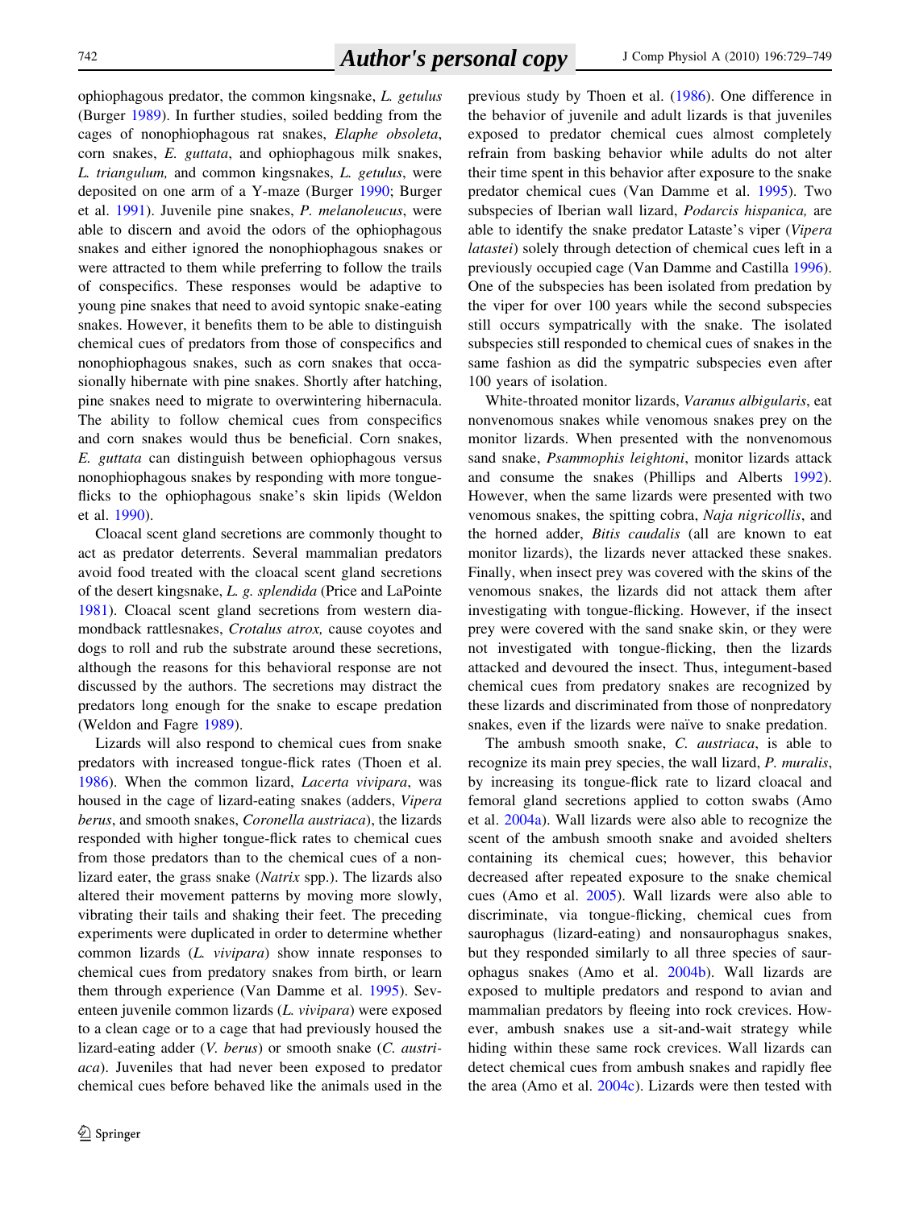ophiophagous predator, the common kingsnake, *L. getulus* (Burger 1989). In further studies, soiled bedding from the cages of nonophiophagous rat snakes, *Elaphe obsoleta*, corn snakes, *E. guttata*, and ophiophagous milk snakes, *L. triangulum,* and common kingsnakes, *L. getulus*, were deposited on one arm of a Y-maze (Burger 1990; Burger et al. 1991). Juvenile pine snakes, *P. melanoleucus*, were able to discern and avoid the odors of the ophiophagous snakes and either ignored the nonophiophagous snakes or were attracted to them while preferring to follow the trails of conspecifics. These responses would be adaptive to young pine snakes that need to avoid syntopic snake-eating snakes. However, it benefits them to be able to distinguish chemical cues of predators from those of conspecifics and nonophiophagous snakes, such as corn snakes that occasionally hibernate with pine snakes. Shortly after hatching, pine snakes need to migrate to overwintering hibernacula. The ability to follow chemical cues from conspecifics and corn snakes would thus be beneficial. Corn snakes, *E. guttata* can distinguish between ophiophagous versus nonophiophagous snakes by responding with more tongue-flicks to the ophiophagous snake's skin lipids (Weldon et al. 1990).

Cloacal scent gland secretions are commonly thought to act as predator deterrents. Several mammalian predators avoid food treated with the cloacal scent gland secretions of the desert kingsnake, *L. g. splendida* (Price and LaPointe 1981). Cloacal scent gland secretions from western diamondback rattlesnakes, *Crotalus atrox,* cause coyotes and dogs to roll and rub the substrate around these secretions, although the reasons for this behavioral response are not discussed by the authors. The secretions may distract the predators long enough for the snake to escape predation (Weldon and Fagre 1989).

Lizards will also respond to chemical cues from snake predators with increased tongue-flick rates (Thoen et al. 1986). When the common lizard, *Lacerta vivipara*, was housed in the cage of lizard-eating snakes (adders, *Vipera berus*, and smooth snakes, *Coronella austriaca*), the lizards responded with higher tongue-flick rates to chemical cues from those predators than to the chemical cues of a non-lizard eater, the grass snake (*Natrix* spp.). The lizards also altered their movement patterns by moving more slowly, vibrating their tails and shaking their feet. The preceding experiments were duplicated in order to determine whether common lizards (*L. vivipara*) show innate responses to chemical cues from predatory snakes from birth, or learn them through experience (Van Damme et al. 1995). Seventeen juvenile common lizards (*L. vivipara*) were exposed to a clean cage or to a cage that had previously housed the lizard-eating adder (*V. berus*) or smooth snake (*C. austriaca*). Juveniles that had never been exposed to predator chemical cues before behaved like the animals used in the previous study by Thoen et al. (1986). One difference in the behavior of juvenile and adult lizards is that juveniles exposed to predator chemical cues almost completely refrain from basking behavior while adults do not alter their time spent in this behavior after exposure to the snake predator chemical cues (Van Damme et al. 1995). Two subspecies of Iberian wall lizard, *Podarcis hispanica,* are able to identify the snake predator Lataste's viper (*Vipera latastei*) solely through detection of chemical cues left in a previously occupied cage (Van Damme and Castilla 1996). One of the subspecies has been isolated from predation by the viper for over 100 years while the second subspecies still occurs sympatrically with the snake. The isolated subspecies still responded to chemical cues of snakes in the same fashion as did the sympatric subspecies even after 100 years of isolation.

White-throated monitor lizards, *Varanus albigularis*, eat nonvenomous snakes while venomous snakes prey on the monitor lizards. When presented with the nonvenomous sand snake, *Psammophis leightoni*, monitor lizards attack and consume the snakes (Phillips and Alberts 1992). However, when the same lizards were presented with two venomous snakes, the spitting cobra, *Naja nigricollis*, and the horned adder, *Bitis caudalis* (all are known to eat monitor lizards), the lizards never attacked these snakes. Finally, when insect prey was covered with the skins of the venomous snakes, the lizards did not attack them after investigating with tongue-flicking. However, if the insect prey were covered with the sand snake skin, or they were not investigated with tongue-flicking, then the lizards attacked and devoured the insect. Thus, integument-based chemical cues from predatory snakes are recognized by these lizards and discriminated from those of nonpredatory snakes, even if the lizards were naïve to snake predation.

The ambush smooth snake, *C. austriaca*, is able to recognize its main prey species, the wall lizard, *P. muralis*, by increasing its tongue-flick rate to lizard cloacal and femoral gland secretions applied to cotton swabs (Amo et al. 2004a). Wall lizards were also able to recognize the scent of the ambush smooth snake and avoided shelters containing its chemical cues; however, this behavior decreased after repeated exposure to the snake chemical cues (Amo et al. 2005). Wall lizards were also able to discriminate, via tongue-flicking, chemical cues from saurophagus (lizard-eating) and nonsaurophagus snakes, but they responded similarly to all three species of saurophagus snakes (Amo et al. 2004b). Wall lizards are exposed to multiple predators and respond to avian and mammalian predators by fleeing into rock crevices. However, ambush snakes use a sit-and-wait strategy while hiding within these same rock crevices. Wall lizards can detect chemical cues from ambush snakes and rapidly flee the area (Amo et al. 2004c). Lizards were then tested with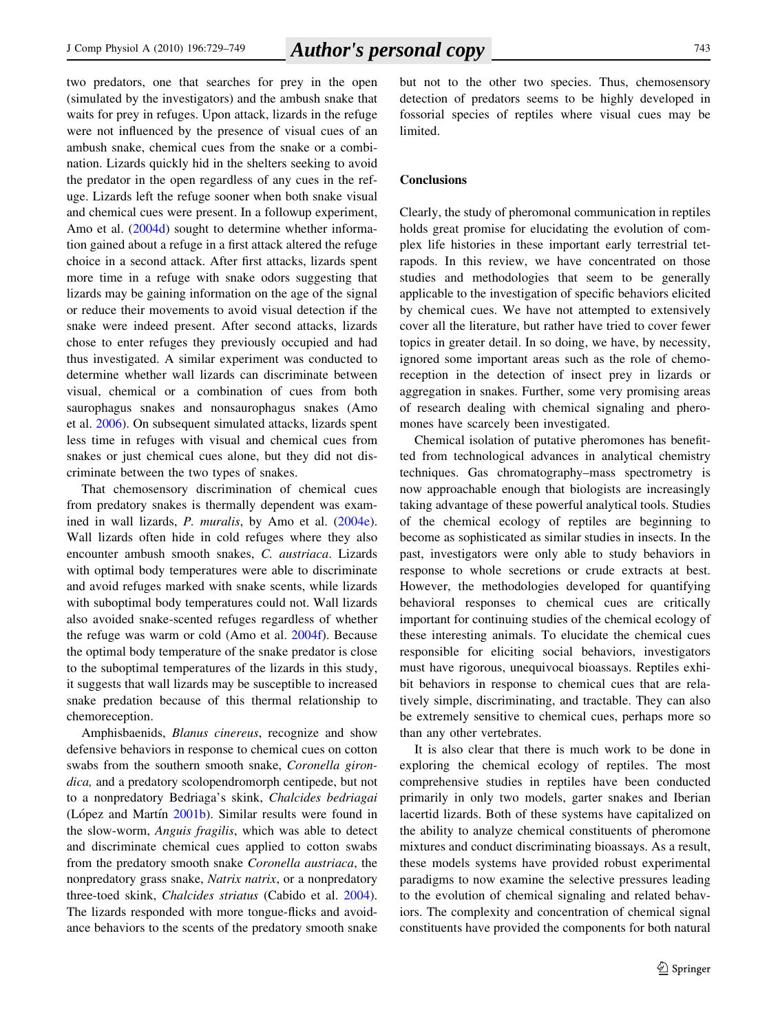two predators, one that searches for prey in the open (simulated by the investigators) and the ambush snake that waits for prey in refuges. Upon attack, lizards in the refuge were not influenced by the presence of visual cues of an ambush snake, chemical cues from the snake or a combination. Lizards quickly hid in the shelters seeking to avoid the predator in the open regardless of any cues in the refuge. Lizards left the refuge sooner when both snake visual and chemical cues were present. In a followup experiment, Amo et al. (2004d) sought to determine whether information gained about a refuge in a first attack altered the refuge choice in a second attack. After first attacks, lizards spent more time in a refuge with snake odors suggesting that lizards may be gaining information on the age of the signal or reduce their movements to avoid visual detection if the snake were indeed present. After second attacks, lizards chose to enter refuges they previously occupied and had thus investigated. A similar experiment was conducted to determine whether wall lizards can discriminate between visual, chemical or a combination of cues from both saurophagus snakes and nonsaurophagus snakes (Amo et al. 2006). On subsequent simulated attacks, lizards spent less time in refuges with visual and chemical cues from snakes or just chemical cues alone, but they did not discriminate between the two types of snakes.

That chemosensory discrimination of chemical cues from predatory snakes is thermally dependent was examined in wall lizards, *P. muralis*, by Amo et al. (2004e). Wall lizards often hide in cold refuges where they also encounter ambush smooth snakes, *C. austriaca*. Lizards with optimal body temperatures were able to discriminate and avoid refuges marked with snake scents, while lizards with suboptimal body temperatures could not. Wall lizards also avoided snake-scented refuges regardless of whether the refuge was warm or cold (Amo et al. 2004f). Because the optimal body temperature of the snake predator is close to the suboptimal temperatures of the lizards in this study, it suggests that wall lizards may be susceptible to increased snake predation because of this thermal relationship to chemoreception.

Amphisbaenids, *Blanus cinereus*, recognize and show defensive behaviors in response to chemical cues on cotton swabs from the southern smooth snake, *Coronella girondica,* and a predatory scolopendromorph centipede, but not to a nonpredatory Bedriaga's skink, *Chalcides bedriagai* (López and Martín 2001b). Similar results were found in the slow-worm, *Anguis fragilis*, which was able to detect and discriminate chemical cues applied to cotton swabs from the predatory smooth snake *Coronella austriaca*, the nonpredatory grass snake, *Natrix natrix*, or a nonpredatory three-toed skink, *Chalcides striatus* (Cabido et al. 2004). The lizards responded with more tongue-flicks and avoidance behaviors to the scents of the predatory smooth snake but not to the other two species. Thus, chemosensory detection of predators seems to be highly developed in fossorial species of reptiles where visual cues may be limited.

## Conclusions

Clearly, the study of pheromonal communication in reptiles holds great promise for elucidating the evolution of complex life histories in these important early terrestrial tetrapods. In this review, we have concentrated on those studies and methodologies that seem to be generally applicable to the investigation of specific behaviors elicited by chemical cues. We have not attempted to extensively cover all the literature, but rather have tried to cover fewer topics in greater detail. In so doing, we have, by necessity, ignored some important areas such as the role of chemoreception in the detection of insect prey in lizards or aggregation in snakes. Further, some very promising areas of research dealing with chemical signaling and pheromones have scarcely been investigated.

Chemical isolation of putative pheromones has benefitted from technological advances in analytical chemistry techniques. Gas chromatography–mass spectrometry is now approachable enough that biologists are increasingly taking advantage of these powerful analytical tools. Studies of the chemical ecology of reptiles are beginning to become as sophisticated as similar studies in insects. In the past, investigators were only able to study behaviors in response to whole secretions or crude extracts at best. However, the methodologies developed for quantifying behavioral responses to chemical cues are critically important for continuing studies of the chemical ecology of these interesting animals. To elucidate the chemical cues responsible for eliciting social behaviors, investigators must have rigorous, unequivocal bioassays. Reptiles exhibit behaviors in response to chemical cues that are relatively simple, discriminating, and tractable. They can also be extremely sensitive to chemical cues, perhaps more so than any other vertebrates.

It is also clear that there is much work to be done in exploring the chemical ecology of reptiles. The most comprehensive studies in reptiles have been conducted primarily in only two models, garter snakes and Iberian lacertid lizards. Both of these systems have capitalized on the ability to analyze chemical constituents of pheromone mixtures and conduct discriminating bioassays. As a result, these models systems have provided robust experimental paradigms to now examine the selective pressures leading to the evolution of chemical signaling and related behaviors. The complexity and concentration of chemical signal constituents have provided the components for both natural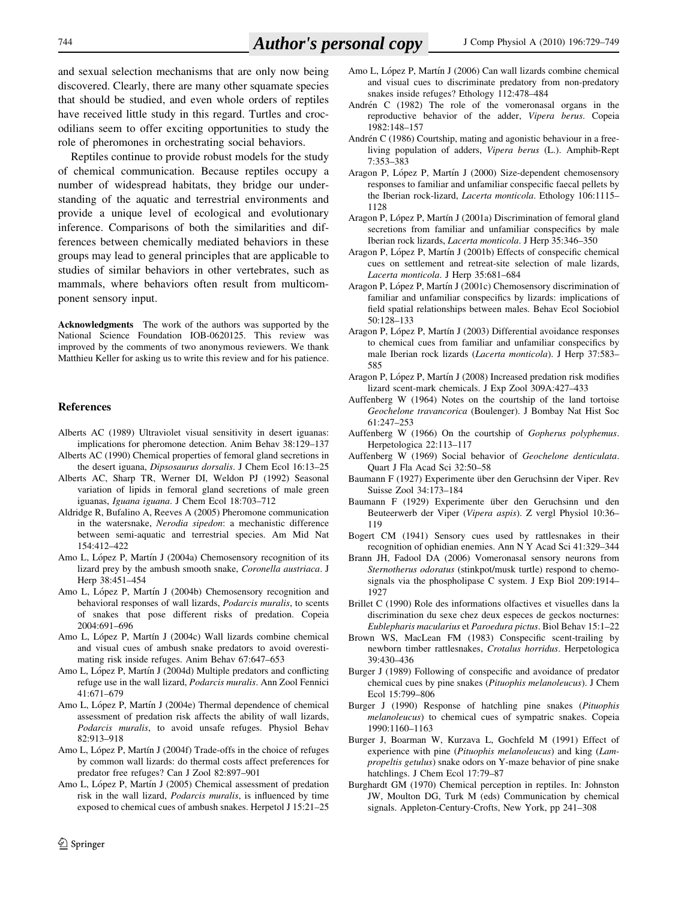and sexual selection mechanisms that are only now being discovered. Clearly, there are many other squamate species that should be studied, and even whole orders of reptiles have received little study in this regard. Turtles and crocodilians seem to offer exciting opportunities to study the role of pheromones in orchestrating social behaviors.

Reptiles continue to provide robust models for the study of chemical communication. Because reptiles occupy a number of widespread habitats, they bridge our understanding of the aquatic and terrestrial environments and provide a unique level of ecological and evolutionary inference. Comparisons of both the similarities and differences between chemically mediated behaviors in these groups may lead to general principles that are applicable to studies of similar behaviors in other vertebrates, such as mammals, where behaviors often result from multicomponent sensory input.

**Acknowledgments** The work of the authors was supported by the National Science Foundation IOB-0620125. This review was improved by the comments of two anonymous reviewers. We thank Matthieu Keller for asking us to write this review and for his patience.

## References

Alberts AC (1989) Ultraviolet visual sensitivity in desert iguanas: implications for pheromone detection. Anim Behav 38:129–137

Alberts AC (1990) Chemical properties of femoral gland secretions in the desert iguana, *Dipsosaurus dorsalis*. J Chem Ecol 16:13–25

Alberts AC, Sharp TR, Werner DI, Weldon PJ (1992) Seasonal variation of lipids in femoral gland secretions of male green iguanas, *Iguana iguana*. J Chem Ecol 18:703–712

Aldridge R, Bufalino A, Reeves A (2005) Pheromone communication in the watersnake, *Nerodia sipedon*: a mechanistic difference between semi-aquatic and terrestrial species. Am Mid Nat 154:412–422

Amo L, López P, Martín J (2004a) Chemosensory recognition of its lizard prey by the ambush smooth snake, *Coronella austriaca*. J Herp 38:451–454

Amo L, López P, Martín J (2004b) Chemosensory recognition and behavioral responses of wall lizards, *Podarcis muralis*, to scents of snakes that pose different risks of predation. Copeia 2004:691–696

Amo L, López P, Martín J (2004c) Wall lizards combine chemical and visual cues of ambush snake predators to avoid overestimating risk inside refuges. Anim Behav 67:647–653

Amo L, López P, Martín J (2004d) Multiple predators and conflicting refuge use in the wall lizard, *Podarcis muralis*. Ann Zool Fennici 41:671–679

Amo L, López P, Martín J (2004e) Thermal dependence of chemical assessment of predation risk affects the ability of wall lizards, *Podarcis muralis*, to avoid unsafe refuges. Physiol Behav 82:913–918

Amo L, López P, Martín J (2004f) Trade-offs in the choice of refuges by common wall lizards: do thermal costs affect preferences for predator free refuges? Can J Zool 82:897–901

Amo L, López P, Martín J (2005) Chemical assessment of predation risk in the wall lizard, *Podarcis muralis*, is influenced by time exposed to chemical cues of ambush snakes. Herpetol J 15:21–25

Amo L, López P, Martín J (2006) Can wall lizards combine chemical and visual cues to discriminate predatory from non-predatory snakes inside refuges? Ethology 112:478–484

Andrén C (1982) The role of the vomeronasal organs in the reproductive behavior of the adder, *Vipera berus*. Copeia 1982:148–157

Andrén C (1986) Courtship, mating and agonistic behaviour in a free-living population of adders, *Vipera berus* (L.). Amphib-Rept 7:353–383

Aragon P, López P, Martín J (2000) Size-dependent chemosensory responses to familiar and unfamiliar conspecific faecal pellets by the Iberian rock-lizard, *Lacerta monticola*. Ethology 106:1115–1128

Aragon P, López P, Martín J (2001a) Discrimination of femoral gland secretions from familiar and unfamiliar conspecifics by male Iberian rock lizards, *Lacerta monticola*. J Herp 35:346–350

Aragon P, López P, Martín J (2001b) Effects of conspecific chemical cues on settlement and retreat-site selection of male lizards, *Lacerta monticola*. J Herp 35:681–684

Aragon P, López P, Martín J (2001c) Chemosensory discrimination of familiar and unfamiliar conspecifics by lizards: implications of field spatial relationships between males. Behav Ecol Sociobiol 50:128–133

Aragon P, López P, Martín J (2003) Differential avoidance responses to chemical cues from familiar and unfamiliar conspecifics by male Iberian rock lizards (*Lacerta monticola*). J Herp 37:583–585

Aragon P, López P, Martín J (2008) Increased predation risk modifies lizard scent-mark chemicals. J Exp Zool 309A:427–433

Auffenberg W (1964) Notes on the courtship of the land tortoise *Geochelone travancorica* (Boulenger). J Bombay Nat Hist Soc 61:247–253

Auffenberg W (1966) On the courtship of *Gopherus polyphemus*. Herpetologica 22:113–117

Auffenberg W (1969) Social behavior of *Geochelone denticulata*. Quart J Fla Acad Sci 32:50–58

Baumann F (1927) Experimente über den Geruchsinn der Viper. Rev Suisse Zool 34:173–184

Baumann F (1929) Experimente über den Geruchsinn und den Beuteerwerb der Viper (*Vipera aspis*). Z vergl Physiol 10:36–119

Bogert CM (1941) Sensory cues used by rattlesnakes in their recognition of ophidian enemies. Ann N Y Acad Sci 41:329–344

Brann JH, Fadool DA (2006) Vomeronasal sensory neurons from *Sternotherus odoratus* (stinkpot/musk turtle) respond to chemosignals via the phospholipase C system. J Exp Biol 209:1914–1927

Brillet C (1990) Role des informations olfactives et visuelles dans la discrimination du sexe chez deux especes de geckos nocturnes: *Eublepharis macularius* et *Paroedura pictus*. Biol Behav 15:1–22

Brown WS, MacLean FM (1983) Conspecific scent-trailing by newborn timber rattlesnakes, *Crotalus horridus*. Herpetologica 39:430–436

Burger J (1989) Following of conspecific and avoidance of predator chemical cues by pine snakes (*Pituophis melanoleucus*). J Chem Ecol 15:799–806

Burger J (1990) Response of hatchling pine snakes (*Pituophis melanoleucus*) to chemical cues of sympatric snakes. Copeia 1990:1160–1163

Burger J, Boarman W, Kurzava L, Gochfeld M (1991) Effect of experience with pine (*Pituophis melanoleucus*) and king (*Lampropeltis getulus*) snake odors on Y-maze behavior of pine snake hatchlings. J Chem Ecol 17:79–87

Burghardt GM (1970) Chemical perception in reptiles. In: Johnston JW, Moulton DG, Turk M (eds) Communication by chemical signals. Appleton-Century-Crofts, New York, pp 241–308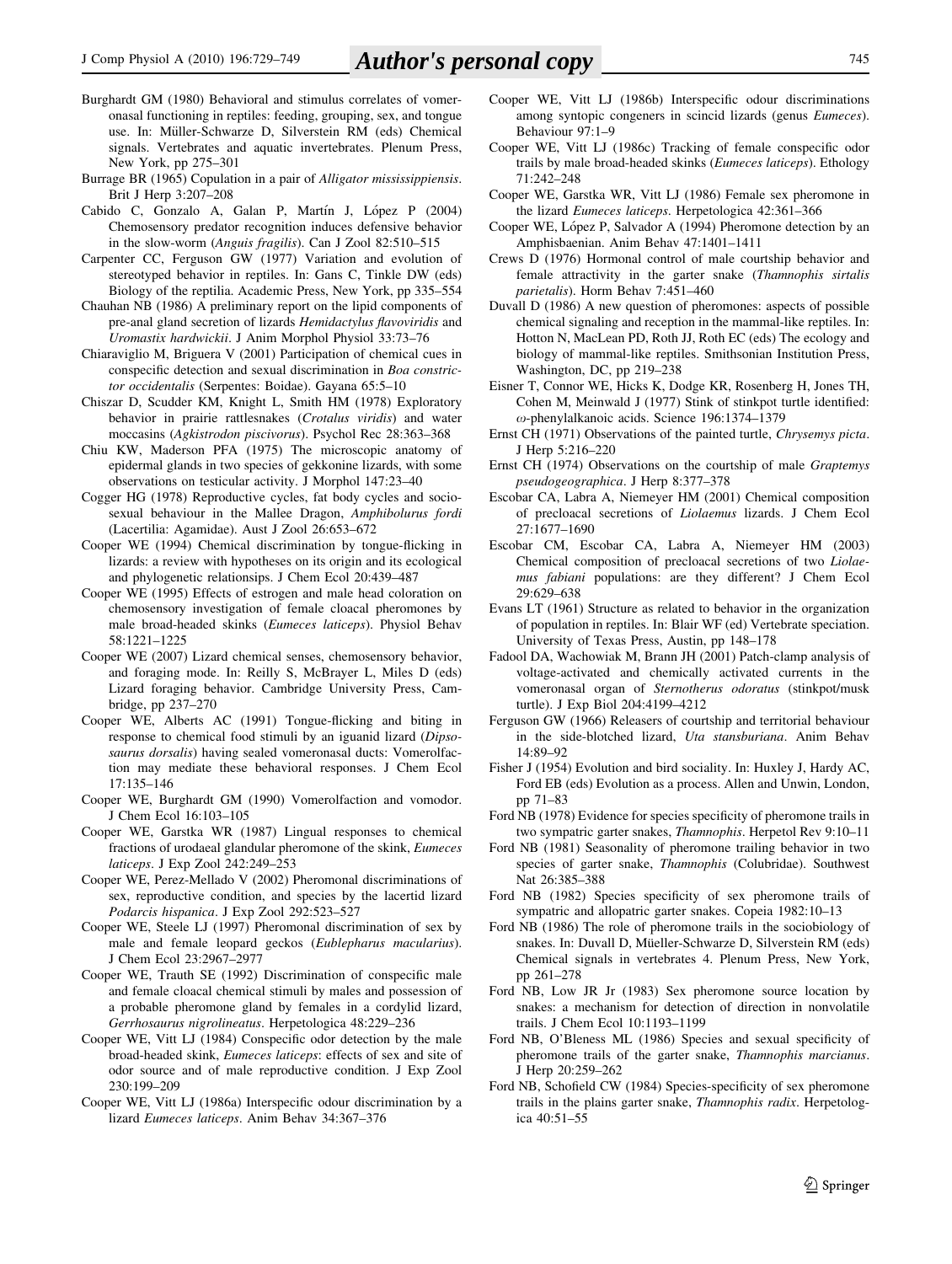Burghardt GM (1980) Behavioral and stimulus correlates of vomeronasal functioning in reptiles: feeding, grouping, sex, and tongue use. In: Müller-Schwarze D, Silverstein RM (eds) Chemical signals. Vertebrates and aquatic invertebrates. Plenum Press, New York, pp 275–301

Burrage BR (1965) Copulation in a pair of *Alligator mississippiensis*. Brit J Herp 3:207–208

Cabido C, Gonzalo A, Galan P, Martín J, López P (2004) Chemosensory predator recognition induces defensive behavior in the slow-worm (*Anguis fragilis*). Can J Zool 82:510–515

Carpenter CC, Ferguson GW (1977) Variation and evolution of stereotyped behavior in reptiles. In: Gans C, Tinkle DW (eds) Biology of the reptilia. Academic Press, New York, pp 335–554

Chauhan NB (1986) A preliminary report on the lipid components of pre-anal gland secretion of lizards *Hemidactylus flavoviridis* and *Uromastix hardwickii*. J Anim Morphol Physiol 33:73–76

Chiaraviglio M, Briguera V (2001) Participation of chemical cues in conspecific detection and sexual discrimination in *Boa constrictor occidentalis* (Serpentes: Boidae). Gayana 65:5–10

Chiszar D, Scudder KM, Knight L, Smith HM (1978) Exploratory behavior in prairie rattlesnakes (*Crotalus viridis*) and water moccasins (*Agkistrodon piscivorus*). Psychol Rec 28:363–368

Chiu KW, Maderson PFA (1975) The microscopic anatomy of epidermal glands in two species of gekkonine lizards, with some observations on testicular activity. J Morphol 147:23–40

Cogger HG (1978) Reproductive cycles, fat body cycles and socio-sexual behaviour in the Mallee Dragon, *Amphibolurus fordi* (Lacertilia: Agamidae). Aust J Zool 26:653–672

Cooper WE (1994) Chemical discrimination by tongue-flicking in lizards: a review with hypotheses on its origin and its ecological and phylogenetic relationsips. J Chem Ecol 20:439–487

Cooper WE (1995) Effects of estrogen and male head coloration on chemosensory investigation of female cloacal pheromones by male broad-headed skinks (*Eumeces laticeps*). Physiol Behav 58:1221–1225

Cooper WE (2007) Lizard chemical senses, chemosensory behavior, and foraging mode. In: Reilly S, McBrayer L, Miles D (eds) Lizard foraging behavior. Cambridge University Press, Cambridge, pp 237–270

Cooper WE, Alberts AC (1991) Tongue-flicking and biting in response to chemical food stimuli by an iguanid lizard (*Dipsosaurus dorsalis*) having sealed vomeronasal ducts: Vomerolfaction may mediate these behavioral responses. J Chem Ecol 17:135–146

Cooper WE, Burghardt GM (1990) Vomerolfaction and vomodor. J Chem Ecol 16:103–105

Cooper WE, Garstka WR (1987) Lingual responses to chemical fractions of urodaeal glandular pheromone of the skink, *Eumeces laticeps*. J Exp Zool 242:249–253

Cooper WE, Perez-Mellado V (2002) Pheromonal discriminations of sex, reproductive condition, and species by the lacertid lizard *Podarcis hispanica*. J Exp Zool 292:523–527

Cooper WE, Steele LJ (1997) Pheromonal discrimination of sex by male and female leopard geckos (*Eublepharus macularius*). J Chem Ecol 23:2967–2977

Cooper WE, Trauth SE (1992) Discrimination of conspecific male and female cloacal chemical stimuli by males and possession of a probable pheromone gland by females in a cordylid lizard, *Gerrhosaurus nigrolineatus*. Herpetologica 48:229–236

Cooper WE, Vitt LJ (1984) Conspecific odor detection by the male broad-headed skink, *Eumeces laticeps*: effects of sex and site of odor source and of male reproductive condition. J Exp Zool 230:199–209

Cooper WE, Vitt LJ (1986a) Interspecific odour discrimination by a lizard *Eumeces laticeps*. Anim Behav 34:367–376

Cooper WE, Vitt LJ (1986b) Interspecific odour discriminations among syntopic congeners in scincid lizards (genus *Eumeces*). Behaviour 97:1–9

Cooper WE, Vitt LJ (1986c) Tracking of female conspecific odor trails by male broad-headed skinks (*Eumeces laticeps*). Ethology 71:242–248

Cooper WE, Garstka WR, Vitt LJ (1986) Female sex pheromone in the lizard *Eumeces laticeps*. Herpetologica 42:361–366

Cooper WE, López P, Salvador A (1994) Pheromone detection by an Amphisbaenian. Anim Behav 47:1401–1411

Crews D (1976) Hormonal control of male courtship behavior and female attractivity in the garter snake (*Thamnophis sirtalis parietalis*). Horm Behav 7:451–460

Duvall D (1986) A new question of pheromones: aspects of possible chemical signaling and reception in the mammal-like reptiles. In: Hotton N, MacLean PD, Roth JJ, Roth EC (eds) The ecology and biology of mammal-like reptiles. Smithsonian Institution Press, Washington, DC, pp 219–238

Eisner T, Connor WE, Hicks K, Dodge KR, Rosenberg H, Jones TH, Cohen M, Meinwald J (1977) Stink of stinkpot turtle identified: $\omega$-phenylalkanoic acids. Science 196:1374–1379

Ernst CH (1971) Observations of the painted turtle, *Chrysemys picta*. J Herp 5:216–220

Ernst CH (1974) Observations on the courtship of male *Graptemys pseudogeographica*. J Herp 8:377–378

Escobar CA, Labra A, Niemeyer HM (2001) Chemical composition of precloacal secretions of *Liolaemus* lizards. J Chem Ecol 27:1677–1690

Escobar CM, Escobar CA, Labra A, Niemeyer HM (2003) Chemical composition of precloacal secretions of two *Liolaemus fabiani* populations: are they different? J Chem Ecol 29:629–638

Evans LT (1961) Structure as related to behavior in the organization of population in reptiles. In: Blair WF (ed) Vertebrate speciation. University of Texas Press, Austin, pp 148–178

Fadool DA, Wachowiak M, Brann JH (2001) Patch-clamp analysis of voltage-activated and chemically activated currents in the vomeronasal organ of *Sternotherus odoratus* (stinkpot/musk turtle). J Exp Biol 204:4199–4212

Ferguson GW (1966) Releasers of courtship and territorial behaviour in the side-blotched lizard, *Uta stansburiana*. Anim Behav 14:89–92

Fisher J (1954) Evolution and bird sociality. In: Huxley J, Hardy AC, Ford EB (eds) Evolution as a process. Allen and Unwin, London, pp 71–83

Ford NB (1978) Evidence for species specificity of pheromone trails in two sympatric garter snakes, *Thamnophis*. Herpetol Rev 9:10–11

Ford NB (1981) Seasonality of pheromone trailing behavior in two species of garter snake, *Thamnophis* (Colubridae). Southwest Nat 26:385–388

Ford NB (1982) Species specificity of sex pheromone trails of sympatric and allopatric garter snakes. Copeia 1982:10–13

Ford NB (1986) The role of pheromone trails in the sociobiology of snakes. In: Duvall D, Müeller-Schwarze D, Silverstein RM (eds) Chemical signals in vertebrates 4. Plenum Press, New York, pp 261–278

Ford NB, Low JR Jr (1983) Sex pheromone source location by snakes: a mechanism for detection of direction in nonvolatile trails. J Chem Ecol 10:1193–1199

Ford NB, O'Bleness ML (1986) Species and sexual specificity of pheromone trails of the garter snake, *Thamnophis marcianus*. J Herp 20:259–262

Ford NB, Schofield CW (1984) Species-specificity of sex pheromone trails in the plains garter snake, *Thamnophis radix*. Herpetologica 40:51–55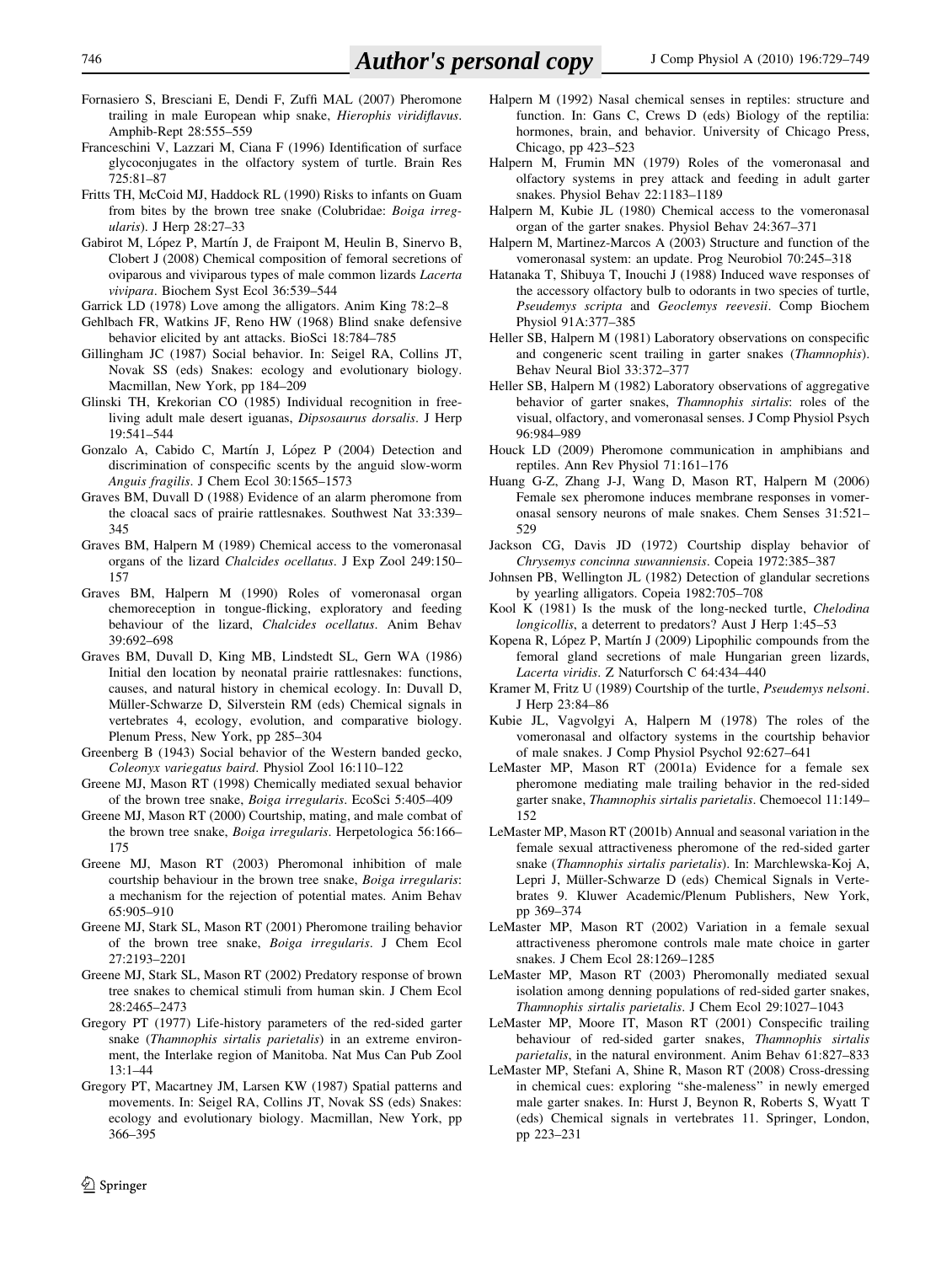Fornasiero S, Bresciani E, Dendi F, Zuffi MAL (2007) Pheromone trailing in male European whip snake, *Hierophis viridiflavus*. Amphib-Rept 28:555–559

Franceschini V, Lazzari M, Ciana F (1996) Identification of surface glycoconjugates in the olfactory system of turtle. Brain Res 725:81–87

Fritts TH, McCoid MJ, Haddock RL (1990) Risks to infants on Guam from bites by the brown tree snake (Colubridae: *Boiga irregularis*). J Herp 28:27–33

Gabirot M, López P, Martín J, de Fraipont M, Heulin B, Sinervo B, Clobert J (2008) Chemical composition of femoral secretions of oviparous and viviparous types of male common lizards *Lacerta vivipara*. Biochem Syst Ecol 36:539–544

Garrick LD (1978) Love among the alligators. Anim King 78:2–8

Gehlbach FR, Watkins JF, Reno HW (1968) Blind snake defensive behavior elicited by ant attacks. BioSci 18:784–785

Gillingham JC (1987) Social behavior. In: Seigel RA, Collins JT, Novak SS (eds) Snakes: ecology and evolutionary biology. Macmillan, New York, pp 184–209

Glinski TH, Krekorian CO (1985) Individual recognition in free-living adult male desert iguanas, *Dipsosaurus dorsalis*. J Herp 19:541–544

Gonzalo A, Cabido C, Martín J, López P (2004) Detection and discrimination of conspecific scents by the anguid slow-worm *Anguis fragilis*. J Chem Ecol 30:1565–1573

Graves BM, Duvall D (1988) Evidence of an alarm pheromone from the cloacal sacs of prairie rattlesnakes. Southwest Nat 33:339–345

Graves BM, Halpern M (1989) Chemical access to the vomeronasal organs of the lizard *Chalcides ocellatus*. J Exp Zool 249:150–157

Graves BM, Halpern M (1990) Roles of vomeronasal organ chemoreception in tongue-flicking, exploratory and feeding behaviour of the lizard, *Chalcides ocellatus*. Anim Behav 39:692–698

Graves BM, Duvall D, King MB, Lindstedt SL, Gern WA (1986) Initial den location by neonatal prairie rattlesnakes: functions, causes, and natural history in chemical ecology. In: Duvall D, Müller-Schwarze D, Silverstein RM (eds) Chemical signals in vertebrates 4, ecology, evolution, and comparative biology. Plenum Press, New York, pp 285–304

Greenberg B (1943) Social behavior of the Western banded gecko, *Coleonyx variegatus baird*. Physiol Zool 16:110–122

Greene MJ, Mason RT (1998) Chemically mediated sexual behavior of the brown tree snake, *Boiga irregularis*. EcoSci 5:405–409

Greene MJ, Mason RT (2000) Courtship, mating, and male combat of the brown tree snake, *Boiga irregularis*. Herpetologica 56:166–175

Greene MJ, Mason RT (2003) Pheromonal inhibition of male courtship behaviour in the brown tree snake, *Boiga irregularis*: a mechanism for the rejection of potential mates. Anim Behav 65:905–910

Greene MJ, Stark SL, Mason RT (2001) Pheromone trailing behavior of the brown tree snake, *Boiga irregularis*. J Chem Ecol 27:2193–2201

Greene MJ, Stark SL, Mason RT (2002) Predatory response of brown tree snakes to chemical stimuli from human skin. J Chem Ecol 28:2465–2473

Gregory PT (1977) Life-history parameters of the red-sided garter snake (*Thamnophis sirtalis parietalis*) in an extreme environment, the Interlake region of Manitoba. Nat Mus Can Pub Zool 13:1–44

Gregory PT, Macartney JM, Larsen KW (1987) Spatial patterns and movements. In: Seigel RA, Collins JT, Novak SS (eds) Snakes: ecology and evolutionary biology. Macmillan, New York, pp 366–395

Halpern M (1992) Nasal chemical senses in reptiles: structure and function. In: Gans C, Crews D (eds) Biology of the reptilia: hormones, brain, and behavior. University of Chicago Press, Chicago, pp 423–523

Halpern M, Frumin MN (1979) Roles of the vomeronasal and olfactory systems in prey attack and feeding in adult garter snakes. Physiol Behav 22:1183–1189

Halpern M, Kubie JL (1980) Chemical access to the vomeronasal organ of the garter snakes. Physiol Behav 24:367–371

Halpern M, Martinez-Marcos A (2003) Structure and function of the vomeronasal system: an update. Prog Neurobiol 70:245–318

Hatanaka T, Shibuya T, Inouchi J (1988) Induced wave responses of the accessory olfactory bulb to odorants in two species of turtle, *Pseudemys scripta* and *Geoclemys reevesii*. Comp Biochem Physiol 91A:377–385

Heller SB, Halpern M (1981) Laboratory observations on conspecific and congeneric scent trailing in garter snakes (*Thamnophis*). Behav Neural Biol 33:372–377

Heller SB, Halpern M (1982) Laboratory observations of aggregative behavior of garter snakes, *Thamnophis sirtalis*: roles of the visual, olfactory, and vomeronasal senses. J Comp Physiol Psych 96:984–989

Houck LD (2009) Pheromone communication in amphibians and reptiles. Ann Rev Physiol 71:161–176

Huang G-Z, Zhang J-J, Wang D, Mason RT, Halpern M (2006) Female sex pheromone induces membrane responses in vomeronasal sensory neurons of male snakes. Chem Senses 31:521–529

Jackson CG, Davis JD (1972) Courtship display behavior of *Chrysemys concinna suwanniensis*. Copeia 1972:385–387

Johnsen PB, Wellington JL (1982) Detection of glandular secretions by yearling alligators. Copeia 1982:705–708

Kool K (1981) Is the musk of the long-necked turtle, *Chelodina longicollis*, a deterrent to predators? Aust J Herp 1:45–53

Kopena R, López P, Martín J (2009) Lipophilic compounds from the femoral gland secretions of male Hungarian green lizards, *Lacerta viridis*. Z Naturforsch C 64:434–440

Kramer M, Fritz U (1989) Courtship of the turtle, *Pseudemys nelsoni*. J Herp 23:84–86

Kubie JL, Vagvolgyi A, Halpern M (1978) The roles of the vomeronasal and olfactory systems in the courtship behavior of male snakes. J Comp Physiol Psychol 92:627–641

LeMaster MP, Mason RT (2001a) Evidence for a female sex pheromone mediating male trailing behavior in the red-sided garter snake, *Thamnophis sirtalis parietalis*. Chemoecol 11:149–152

LeMaster MP, Mason RT (2001b) Annual and seasonal variation in the female sexual attractiveness pheromone of the red-sided garter snake (*Thamnophis sirtalis parietalis*). In: Marchlewska-Koj A, Lepri J, Müller-Schwarze D (eds) Chemical Signals in Vertebrates 9. Kluwer Academic/Plenum Publishers, New York, pp 369–374

LeMaster MP, Mason RT (2002) Variation in a female sexual attractiveness pheromone controls male mate choice in garter snakes. J Chem Ecol 28:1269–1285

LeMaster MP, Mason RT (2003) Pheromonally mediated sexual isolation among denning populations of red-sided garter snakes, *Thamnophis sirtalis parietalis*. J Chem Ecol 29:1027–1043

LeMaster MP, Moore IT, Mason RT (2001) Conspecific trailing behaviour of red-sided garter snakes, *Thamnophis sirtalis parietalis*, in the natural environment. Anim Behav 61:827–833

LeMaster MP, Stefani A, Shine R, Mason RT (2008) Cross-dressing in chemical cues: exploring "she-maleness" in newly emerged male garter snakes. In: Hurst J, Beynon R, Roberts S, Wyatt T (eds) Chemical signals in vertebrates 11. Springer, London, pp 223–231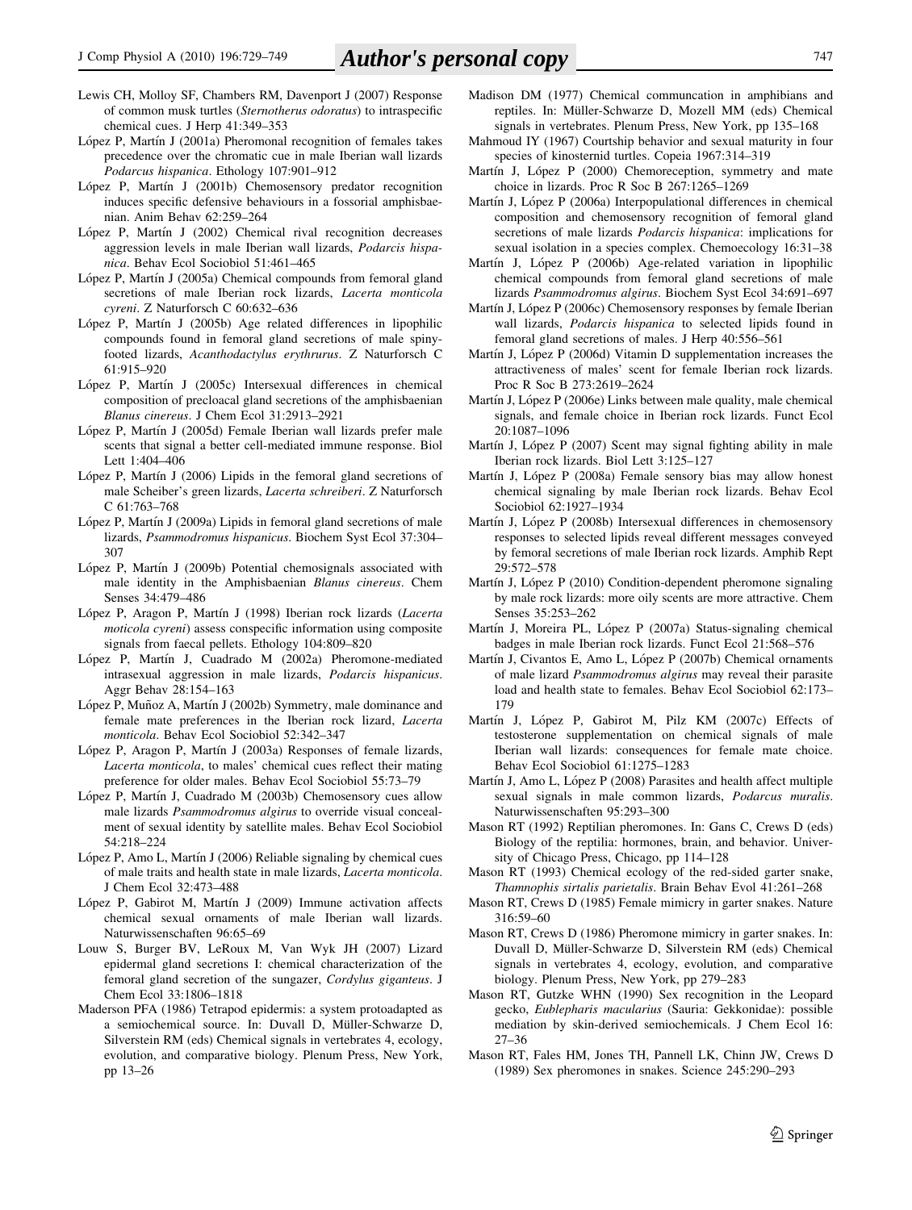Lewis CH, Molloy SF, Chambers RM, Davenport J (2007) Response of common musk turtles (*Sternotherus odoratus*) to intraspecific chemical cues. J Herp 41:349–353

López P, Martín J (2001a) Pheromonal recognition of females takes precedence over the chromatic cue in male Iberian wall lizards *Podarcus hispanica*. Ethology 107:901–912

López P, Martín J (2001b) Chemosensory predator recognition induces specific defensive behaviours in a fossorial amphisbaenian. Anim Behav 62:259–264

López P, Martín J (2002) Chemical rival recognition decreases aggression levels in male Iberian wall lizards, *Podarcis hispanica*. Behav Ecol Sociobiol 51:461–465

López P, Martín J (2005a) Chemical compounds from femoral gland secretions of male Iberian rock lizards, *Lacerta monticola cyreni*. Z Naturforsch C 60:632–636

López P, Martín J (2005b) Age related differences in lipophilic compounds found in femoral gland secretions of male spiny-footed lizards, *Acanthodactylus erythrurus*. Z Naturforsch C 61:915–920

López P, Martín J (2005c) Intersexual differences in chemical composition of precloacal gland secretions of the amphisbaenian *Blanus cinereus*. J Chem Ecol 31:2913–2921

López P, Martín J (2005d) Female Iberian wall lizards prefer male scents that signal a better cell-mediated immune response. Biol Lett 1:404–406

López P, Martín J (2006) Lipids in the femoral gland secretions of male Scheiber's green lizards, *Lacerta schreiberi*. Z Naturforsch C 61:763–768

López P, Martín J (2009a) Lipids in femoral gland secretions of male lizards, *Psammodromus hispanicus*. Biochem Syst Ecol 37:304–307

López P, Martín J (2009b) Potential chemosignals associated with male identity in the Amphisbaenian *Blanus cinereus*. Chem Senses 34:479–486

López P, Aragon P, Martín J (1998) Iberian rock lizards (*Lacerta moticola cyreni*) assess conspecific information using composite signals from faecal pellets. Ethology 104:809–820

López P, Martín J, Cuadrado M (2002a) Pheromone-mediated intrasexual aggression in male lizards, *Podarcis hispanicus*. Aggr Behav 28:154–163

López P, Muñoz A, Martín J (2002b) Symmetry, male dominance and female mate preferences in the Iberian rock lizard, *Lacerta monticola*. Behav Ecol Sociobiol 52:342–347

López P, Aragon P, Martín J (2003a) Responses of female lizards, *Lacerta monticola*, to males' chemical cues reflect their mating preference for older males. Behav Ecol Sociobiol 55:73–79

López P, Martín J, Cuadrado M (2003b) Chemosensory cues allow male lizards *Psammodromus algirus* to override visual concealment of sexual identity by satellite males. Behav Ecol Sociobiol 54:218–224

López P, Amo L, Martín J (2006) Reliable signaling by chemical cues of male traits and health state in male lizards, *Lacerta monticola*. J Chem Ecol 32:473–488

López P, Gabirot M, Martín J (2009) Immune activation affects chemical sexual ornaments of male Iberian wall lizards. Naturwissenschaften 96:65–69

Louw S, Burger BV, LeRoux M, Van Wyk JH (2007) Lizard epidermal gland secretions I: chemical characterization of the femoral gland secretion of the sungazer, *Cordylus giganteus*. J Chem Ecol 33:1806–1818

Maderson PFA (1986) Tetrapod epidermis: a system protoadapted as a semiochemical source. In: Duvall D, Müller-Schwarze D, Silverstein RM (eds) Chemical signals in vertebrates 4, ecology, evolution, and comparative biology. Plenum Press, New York, pp 13–26

Madison DM (1977) Chemical communcation in amphibians and reptiles. In: Müller-Schwarze D, Mozell MM (eds) Chemical signals in vertebrates. Plenum Press, New York, pp 135–168

Mahmoud IY (1967) Courtship behavior and sexual maturity in four species of kinosternid turtles. Copeia 1967:314–319

Martín J, López P (2000) Chemoreception, symmetry and mate choice in lizards. Proc R Soc B 267:1265–1269

Martín J, López P (2006a) Interpopulational differences in chemical composition and chemosensory recognition of femoral gland secretions of male lizards *Podarcis hispanica*: implications for sexual isolation in a species complex. Chemoecology 16:31–38

Martín J, López P (2006b) Age-related variation in lipophilic chemical compounds from femoral gland secretions of male lizards *Psammodromus algirus*. Biochem Syst Ecol 34:691–697

Martín J, López P (2006c) Chemosensory responses by female Iberian wall lizards, *Podarcis hispanica* to selected lipids found in femoral gland secretions of males. J Herp 40:556–561

Martín J, López P (2006d) Vitamin D supplementation increases the attractiveness of males' scent for female Iberian rock lizards. Proc R Soc B 273:2619–2624

Martín J, López P (2006e) Links between male quality, male chemical signals, and female choice in Iberian rock lizards. Funct Ecol 20:1087–1096

Martín J, López P (2007) Scent may signal fighting ability in male Iberian rock lizards. Biol Lett 3:125–127

Martín J, López P (2008a) Female sensory bias may allow honest chemical signaling by male Iberian rock lizards. Behav Ecol Sociobiol 62:1927–1934

Martín J, López P (2008b) Intersexual differences in chemosensory responses to selected lipids reveal different messages conveyed by femoral secretions of male Iberian rock lizards. Amphib Rept 29:572–578

Martín J, López P (2010) Condition-dependent pheromone signaling by male rock lizards: more oily scents are more attractive. Chem Senses 35:253–262

Martín J, Moreira PL, López P (2007a) Status-signaling chemical badges in male Iberian rock lizards. Funct Ecol 21:568–576

Martín J, Civantos E, Amo L, López P (2007b) Chemical ornaments of male lizard *Psammodromus algirus* may reveal their parasite load and health state to females. Behav Ecol Sociobiol 62:173–179

Martín J, López P, Gabirot M, Pilz KM (2007c) Effects of testosterone supplementation on chemical signals of male Iberian wall lizards: consequences for female mate choice. Behav Ecol Sociobiol 61:1275–1283

Martín J, Amo L, López P (2008) Parasites and health affect multiple sexual signals in male common lizards, *Podarcus muralis*. Naturwissenschaften 95:293–300

Mason RT (1992) Reptilian pheromones. In: Gans C, Crews D (eds) Biology of the reptilia: hormones, brain, and behavior. University of Chicago Press, Chicago, pp 114–128

Mason RT (1993) Chemical ecology of the red-sided garter snake, *Thamnophis sirtalis parietalis*. Brain Behav Evol 41:261–268

Mason RT, Crews D (1985) Female mimicry in garter snakes. Nature 316:59–60

Mason RT, Crews D (1986) Pheromone mimicry in garter snakes. In: Duvall D, Müller-Schwarze D, Silverstein RM (eds) Chemical signals in vertebrates 4, ecology, evolution, and comparative biology. Plenum Press, New York, pp 279–283

Mason RT, Gutzke WHN (1990) Sex recognition in the Leopard gecko, *Eublepharis macularius* (Sauria: Gekkonidae): possible mediation by skin-derived semiochemicals. J Chem Ecol 16: 27–36

Mason RT, Fales HM, Jones TH, Pannell LK, Chinn JW, Crews D (1989) Sex pheromones in snakes. Science 245:290–293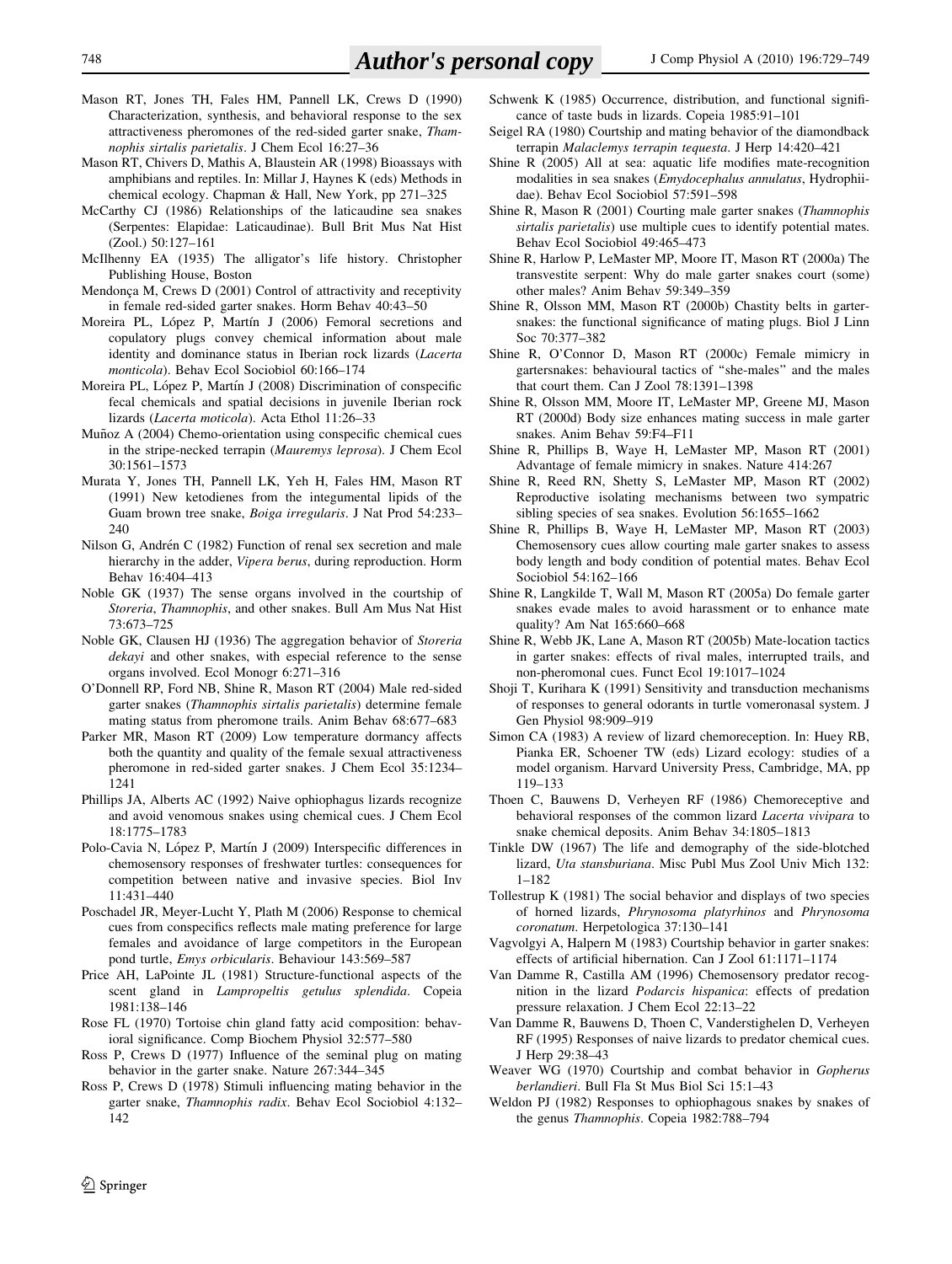Mason RT, Jones TH, Fales HM, Pannell LK, Crews D (1990) Characterization, synthesis, and behavioral response to the sex attractiveness pheromones of the red-sided garter snake, *Thamnophis sirtalis parietalis*. J Chem Ecol 16:27–36

Mason RT, Chivers D, Mathis A, Blaustein AR (1998) Bioassays with amphibians and reptiles. In: Millar J, Haynes K (eds) Methods in chemical ecology. Chapman & Hall, New York, pp 271–325

McCarthy CJ (1986) Relationships of the laticaudine sea snakes (Serpentes: Elapidae: Laticaudinae). Bull Brit Mus Nat Hist (Zool.) 50:127–161

McIlhenny EA (1935) The alligator's life history. Christopher Publishing House, Boston

Mendonça M, Crews D (2001) Control of attractivity and receptivity in female red-sided garter snakes. Horm Behav 40:43–50

Moreira PL, López P, Martín J (2006) Femoral secretions and copulatory plugs convey chemical information about male identity and dominance status in Iberian rock lizards (*Lacerta monticola*). Behav Ecol Sociobiol 60:166–174

Moreira PL, López P, Martín J (2008) Discrimination of conspecific fecal chemicals and spatial decisions in juvenile Iberian rock lizards (*Lacerta moticola*). Acta Ethol 11:26–33

Muñoz A (2004) Chemo-orientation using conspecific chemical cues in the stripe-necked terrapin (*Mauremys leprosa*). J Chem Ecol 30:1561–1573

Murata Y, Jones TH, Pannell LK, Yeh H, Fales HM, Mason RT (1991) New ketodienes from the integumental lipids of the Guam brown tree snake, *Boiga irregularis*. J Nat Prod 54:233–240

Nilson G, Andrén C (1982) Function of renal sex secretion and male hierarchy in the adder, *Vipera berus*, during reproduction. Horm Behav 16:404–413

Noble GK (1937) The sense organs involved in the courtship of *Storeria*, *Thamnophis*, and other snakes. Bull Am Mus Nat Hist 73:673–725

Noble GK, Clausen HJ (1936) The aggregation behavior of *Storeria dekayi* and other snakes, with especial reference to the sense organs involved. Ecol Monogr 6:271–316

O'Donnell RP, Ford NB, Shine R, Mason RT (2004) Male red-sided garter snakes (*Thamnophis sirtalis parietalis*) determine female mating status from pheromone trails. Anim Behav 68:677–683

Parker MR, Mason RT (2009) Low temperature dormancy affects both the quantity and quality of the female sexual attractiveness pheromone in red-sided garter snakes. J Chem Ecol 35:1234–1241

Phillips JA, Alberts AC (1992) Naive ophiophagus lizards recognize and avoid venomous snakes using chemical cues. J Chem Ecol 18:1775–1783

Polo-Cavia N, López P, Martín J (2009) Interspecific differences in chemosensory responses of freshwater turtles: consequences for competition between native and invasive species. Biol Inv 11:431–440

Poschadel JR, Meyer-Lucht Y, Plath M (2006) Response to chemical cues from conspecifics reflects male mating preference for large females and avoidance of large competitors in the European pond turtle, *Emys orbicularis*. Behaviour 143:569–587

Price AH, LaPointe JL (1981) Structure-functional aspects of the scent gland in *Lampropeltis getulus splendida*. Copeia 1981:138–146

Rose FL (1970) Tortoise chin gland fatty acid composition: behavioral significance. Comp Biochem Physiol 32:577–580

Ross P, Crews D (1977) Influence of the seminal plug on mating behavior in the garter snake. Nature 267:344–345

Ross P, Crews D (1978) Stimuli influencing mating behavior in the garter snake, *Thamnophis radix*. Behav Ecol Sociobiol 4:132–142

Schwenk K (1985) Occurrence, distribution, and functional significance of taste buds in lizards. Copeia 1985:91–101

Seigel RA (1980) Courtship and mating behavior of the diamondback terrapin *Malaclemys terrapin tequesta*. J Herp 14:420–421

Shine R (2005) All at sea: aquatic life modifies mate-recognition modalities in sea snakes (*Emydocephalus annulatus*, Hydrophiidae). Behav Ecol Sociobiol 57:591–598

Shine R, Mason R (2001) Courting male garter snakes (*Thamnophis sirtalis parietalis*) use multiple cues to identify potential mates. Behav Ecol Sociobiol 49:465–473

Shine R, Harlow P, LeMaster MP, Moore IT, Mason RT (2000a) The transvestite serpent: Why do male garter snakes court (some) other males? Anim Behav 59:349–359

Shine R, Olsson MM, Mason RT (2000b) Chastity belts in gartersnakes: the functional significance of mating plugs. Biol J Linn Soc 70:377–382

Shine R, O'Connor D, Mason RT (2000c) Female mimicry in gartersnakes: behavioural tactics of "she-males" and the males that court them. Can J Zool 78:1391–1398

Shine R, Olsson MM, Moore IT, LeMaster MP, Greene MJ, Mason RT (2000d) Body size enhances mating success in male garter snakes. Anim Behav 59:F4–F11

Shine R, Phillips B, Waye H, LeMaster MP, Mason RT (2001) Advantage of female mimicry in snakes. Nature 414:267

Shine R, Reed RN, Shetty S, LeMaster MP, Mason RT (2002) Reproductive isolating mechanisms between two sympatric sibling species of sea snakes. Evolution 56:1655–1662

Shine R, Phillips B, Waye H, LeMaster MP, Mason RT (2003) Chemosensory cues allow courting male garter snakes to assess body length and body condition of potential mates. Behav Ecol Sociobiol 54:162–166

Shine R, Langkilde T, Wall M, Mason RT (2005a) Do female garter snakes evade males to avoid harassment or to enhance mate quality? Am Nat 165:660–668

Shine R, Webb JK, Lane A, Mason RT (2005b) Mate-location tactics in garter snakes: effects of rival males, interrupted trails, and non-pheromonal cues. Funct Ecol 19:1017–1024

Shoji T, Kurihara K (1991) Sensitivity and transduction mechanisms of responses to general odorants in turtle vomeronasal system. J Gen Physiol 98:909–919

Simon CA (1983) A review of lizard chemoreception. In: Huey RB, Pianka ER, Schoener TW (eds) Lizard ecology: studies of a model organism. Harvard University Press, Cambridge, MA, pp 119–133

Thoen C, Bauwens D, Verheyen RF (1986) Chemoreceptive and behavioral responses of the common lizard *Lacerta vivipara* to snake chemical deposits. Anim Behav 34:1805–1813

Tinkle DW (1967) The life and demography of the side-blotched lizard, *Uta stansburiana*. Misc Publ Mus Zool Univ Mich 132: 1–182

Tollestrup K (1981) The social behavior and displays of two species of horned lizards, *Phrynosoma platyrhinos* and *Phrynosoma coronatum*. Herpetologica 37:130–141

Vagvolgyi A, Halpern M (1983) Courtship behavior in garter snakes: effects of artificial hibernation. Can J Zool 61:1171–1174

Van Damme R, Castilla AM (1996) Chemosensory predator recognition in the lizard *Podarcis hispanica*: effects of predation pressure relaxation. J Chem Ecol 22:13–22

Van Damme R, Bauwens D, Thoen C, Vanderstighelen D, Verheyen RF (1995) Responses of naive lizards to predator chemical cues. J Herp 29:38–43

Weaver WG (1970) Courtship and combat behavior in *Gopherus berlandieri*. Bull Fla St Mus Biol Sci 15:1–43

Weldon PJ (1982) Responses to ophiophagous snakes by snakes of the genus *Thamnophis*. Copeia 1982:788–794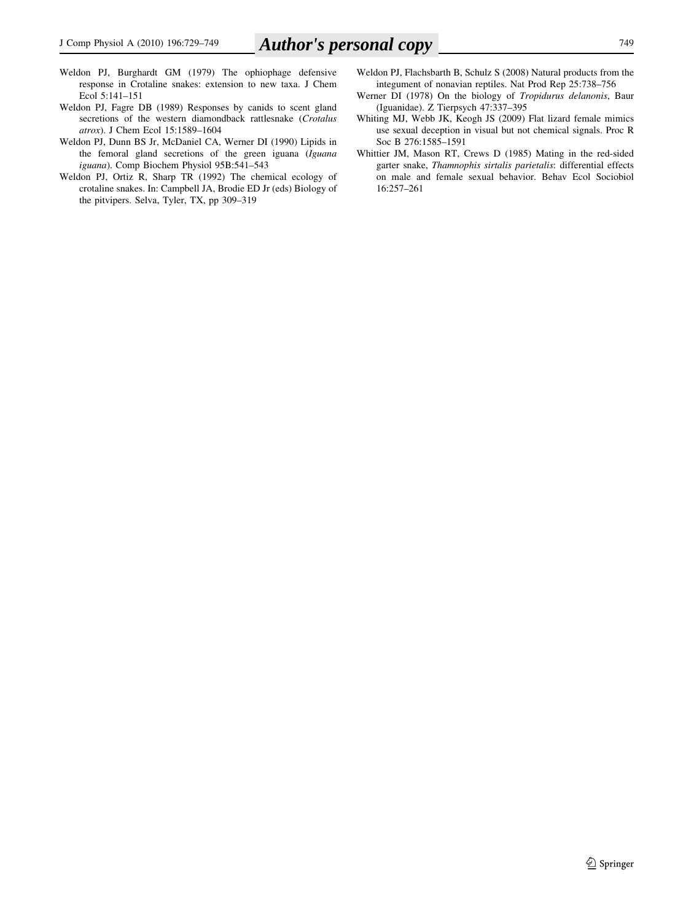Weldon PJ, Burghardt GM (1979) The ophiophage defensive response in Crotaline snakes: extension to new taxa. J Chem Ecol 5:141–151

Weldon PJ, Fagre DB (1989) Responses by canids to scent gland secretions of the western diamondback rattlesnake (*Crotalus atrox*). J Chem Ecol 15:1589–1604

Weldon PJ, Dunn BS Jr, McDaniel CA, Werner DI (1990) Lipids in the femoral gland secretions of the green iguana (*Iguana iguana*). Comp Biochem Physiol 95B:541–543

Weldon PJ, Ortiz R, Sharp TR (1992) The chemical ecology of crotaline snakes. In: Campbell JA, Brodie ED Jr (eds) Biology of the pitvipers. Selva, Tyler, TX, pp 309–319

Weldon PJ, Flachsbarth B, Schulz S (2008) Natural products from the integument of nonavian reptiles. Nat Prod Rep 25:738–756

Werner DI (1978) On the biology of *Tropidurus delanonis*, Baur (Iguanidae). Z Tierpsych 47:337–395

Whiting MJ, Webb JK, Keogh JS (2009) Flat lizard female mimics use sexual deception in visual but not chemical signals. Proc R Soc B 276:1585–1591

Whittier JM, Mason RT, Crews D (1985) Mating in the red-sided garter snake, *Thamnophis sirtalis parietalis*: differential effects on male and female sexual behavior. Behav Ecol Sociobiol 16:257–261